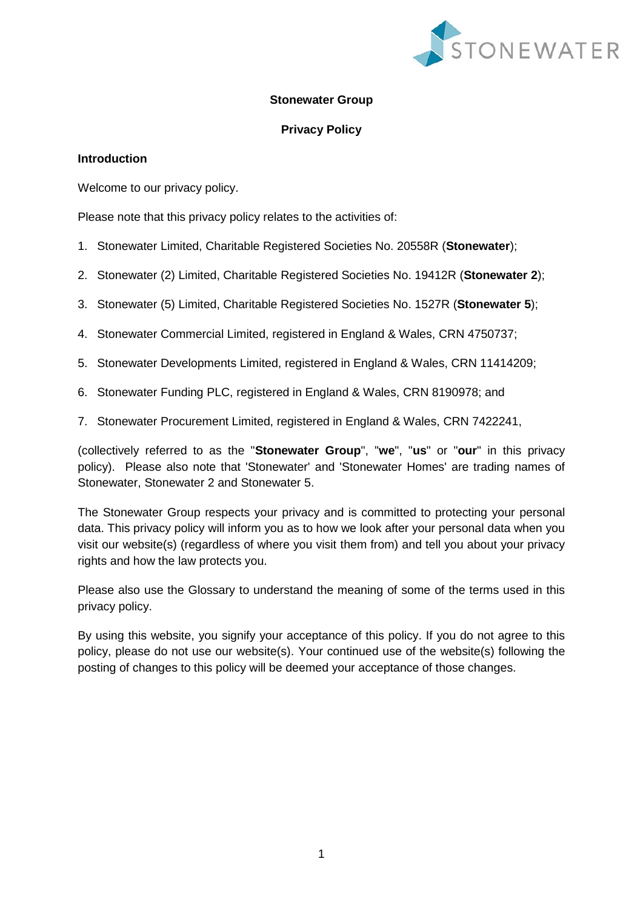# Stonewater Group

## Privacy Policy

### Introduction

Welcome to our privacy policy.

Please note that this privacy policy relates to the activities of:

1. Stonewater Limited, Charitable Registered Societies No. 20558R (**Stonewater**);
2. Stonewater (2) Limited, Charitable Registered Societies No. 19412R (**Stonewater 2**);
3. Stonewater (5) Limited, Charitable Registered Societies No. 1527R (**Stonewater 5**);
4. Stonewater Commercial Limited, registered in England & Wales, CRN 4750737;
5. Stonewater Developments Limited, registered in England & Wales, CRN 11414209;
6. Stonewater Funding PLC, registered in England & Wales, CRN 8190978; and
7. Stonewater Procurement Limited, registered in England & Wales, CRN 7422241,

(collectively referred to as the "**Stonewater Group**", "**we**", "**us**" or "**our**" in this privacy policy). Please also note that 'Stonewater' and 'Stonewater Homes' are trading names of Stonewater, Stonewater 2 and Stonewater 5.

The Stonewater Group respects your privacy and is committed to protecting your personal data. This privacy policy will inform you as to how we look after your personal data when you visit our website(s) (regardless of where you visit them from) and tell you about your privacy rights and how the law protects you.

Please also use the Glossary to understand the meaning of some of the terms used in this privacy policy.

By using this website, you signify your acceptance of this policy. If you do not agree to this policy, please do not use our website(s). Your continued use of the website(s) following the posting of changes to this policy will be deemed your acceptance of those changes.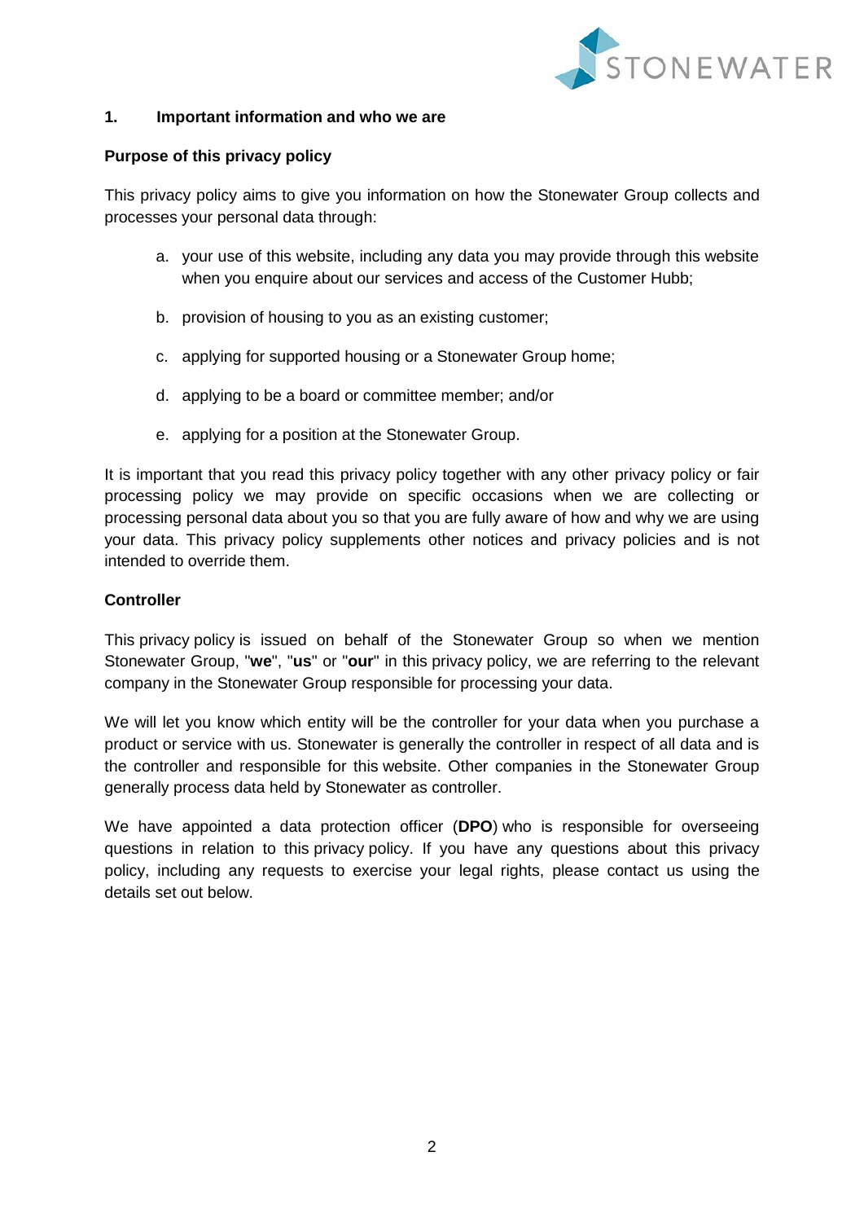## 1. Important information and who we are

**Purpose of this privacy policy**

This privacy policy aims to give you information on how the Stonewater Group collects and processes your personal data through:

a. your use of this website, including any data you may provide through this website when you enquire about our services and access of the Customer Hubb;

b. provision of housing to you as an existing customer;

c. applying for supported housing or a Stonewater Group home;

d. applying to be a board or committee member; and/or

e. applying for a position at the Stonewater Group.

It is important that you read this privacy policy together with any other privacy policy or fair processing policy we may provide on specific occasions when we are collecting or processing personal data about you so that you are fully aware of how and why we are using your data. This privacy policy supplements other notices and privacy policies and is not intended to override them.

**Controller**

This privacy policy is issued on behalf of the Stonewater Group so when we mention Stonewater Group, "**we**", "**us**" or "**our**" in this privacy policy, we are referring to the relevant company in the Stonewater Group responsible for processing your data.

We will let you know which entity will be the controller for your data when you purchase a product or service with us. Stonewater is generally the controller in respect of all data and is the controller and responsible for this website. Other companies in the Stonewater Group generally process data held by Stonewater as controller.

We have appointed a data protection officer (**DPO**) who is responsible for overseeing questions in relation to this privacy policy. If you have any questions about this privacy policy, including any requests to exercise your legal rights, please contact us using the details set out below.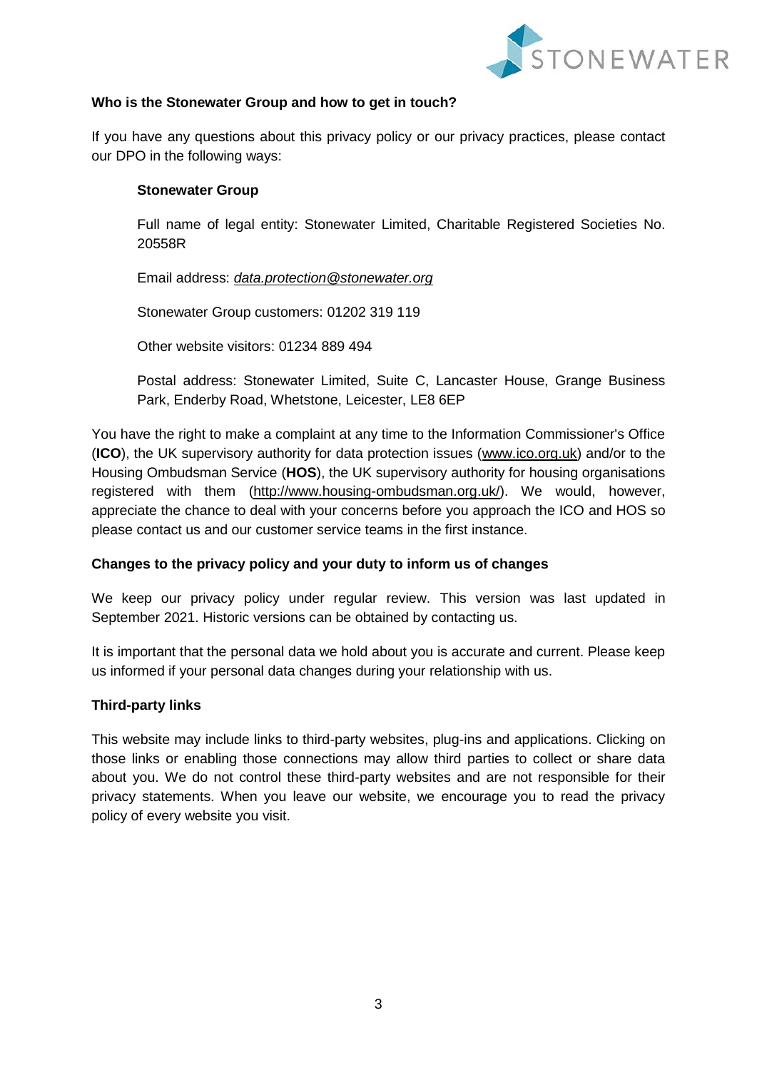**Who is the Stonewater Group and how to get in touch?**

If you have any questions about this privacy policy or our privacy practices, please contact our DPO in the following ways:

**Stonewater Group**

Full name of legal entity: Stonewater Limited, Charitable Registered Societies No. 20558R

Email address: *data.protection@stonewater.org*

Stonewater Group customers: 01202 319 119

Other website visitors: 01234 889 494

Postal address: Stonewater Limited, Suite C, Lancaster House, Grange Business Park, Enderby Road, Whetstone, Leicester, LE8 6EP

You have the right to make a complaint at any time to the Information Commissioner's Office (**ICO**), the UK supervisory authority for data protection issues (www.ico.org.uk) and/or to the Housing Ombudsman Service (**HOS**), the UK supervisory authority for housing organisations registered with them (http://www.housing-ombudsman.org.uk/). We would, however, appreciate the chance to deal with your concerns before you approach the ICO and HOS so please contact us and our customer service teams in the first instance.

**Changes to the privacy policy and your duty to inform us of changes**

We keep our privacy policy under regular review. This version was last updated in September 2021. Historic versions can be obtained by contacting us.

It is important that the personal data we hold about you is accurate and current. Please keep us informed if your personal data changes during your relationship with us.

**Third-party links**

This website may include links to third-party websites, plug-ins and applications. Clicking on those links or enabling those connections may allow third parties to collect or share data about you. We do not control these third-party websites and are not responsible for their privacy statements. When you leave our website, we encourage you to read the privacy policy of every website you visit.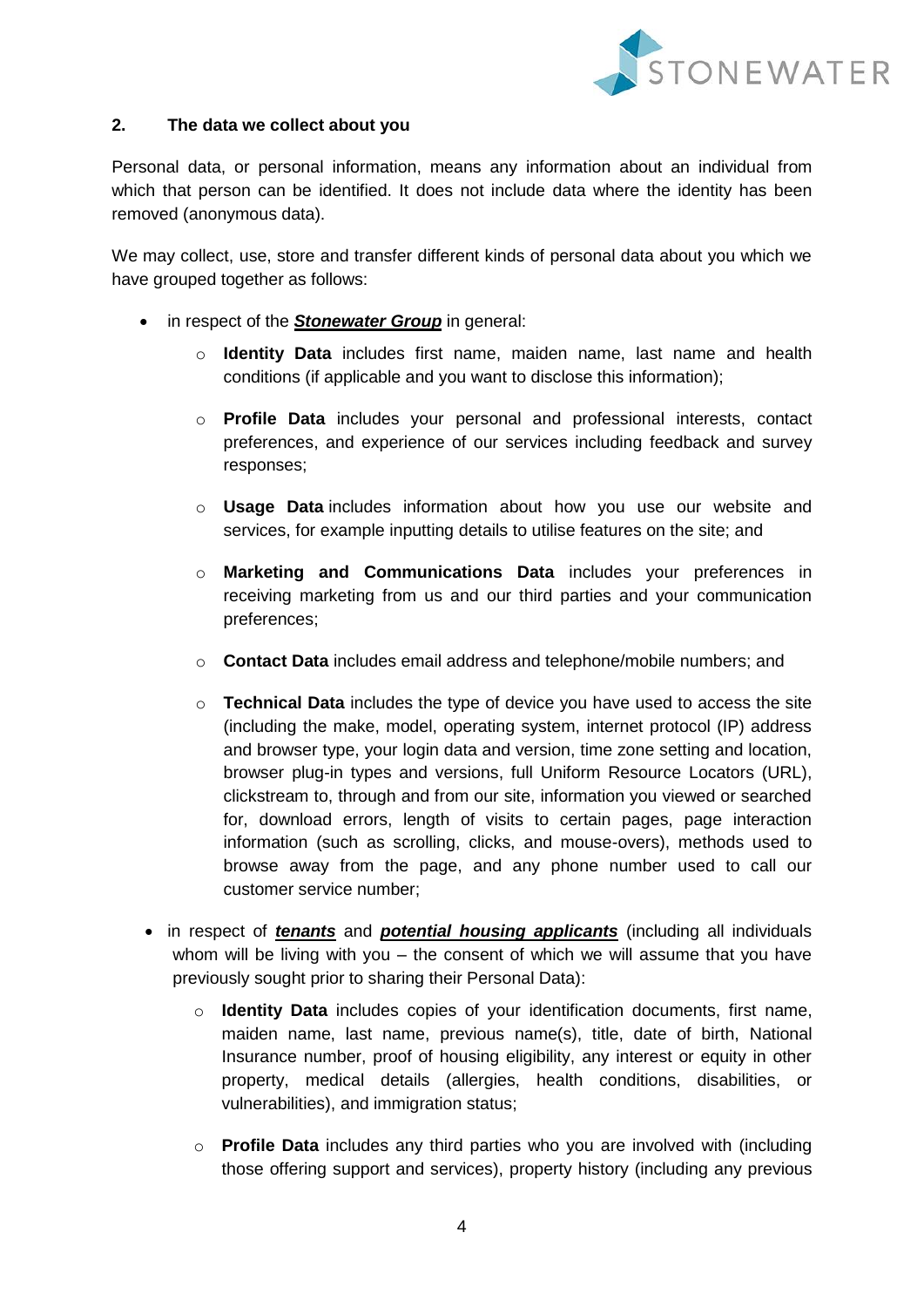## 2. The data we collect about you

Personal data, or personal information, means any information about an individual from which that person can be identified. It does not include data where the identity has been removed (anonymous data).

We may collect, use, store and transfer different kinds of personal data about you which we have grouped together as follows:

- in respect of the ***Stonewater Group*** in general:
    - **Identity Data** includes first name, maiden name, last name and health conditions (if applicable and you want to disclose this information);
    - **Profile Data** includes your personal and professional interests, contact preferences, and experience of our services including feedback and survey responses;
    - **Usage Data** includes information about how you use our website and services, for example inputting details to utilise features on the site; and
    - **Marketing and Communications Data** includes your preferences in receiving marketing from us and our third parties and your communication preferences;
    - **Contact Data** includes email address and telephone/mobile numbers; and
    - **Technical Data** includes the type of device you have used to access the site (including the make, model, operating system, internet protocol (IP) address and browser type, your login data and version, time zone setting and location, browser plug-in types and versions, full Uniform Resource Locators (URL), clickstream to, through and from our site, information you viewed or searched for, download errors, length of visits to certain pages, page interaction information (such as scrolling, clicks, and mouse-overs), methods used to browse away from the page, and any phone number used to call our customer service number;
- in respect of ***tenants*** and ***potential housing applicants*** (including all individuals whom will be living with you – the consent of which we will assume that you have previously sought prior to sharing their Personal Data):
    - **Identity Data** includes copies of your identification documents, first name, maiden name, last name, previous name(s), title, date of birth, National Insurance number, proof of housing eligibility, any interest or equity in other property, medical details (allergies, health conditions, disabilities, or vulnerabilities), and immigration status;
    - **Profile Data** includes any third parties who you are involved with (including those offering support and services), property history (including any previous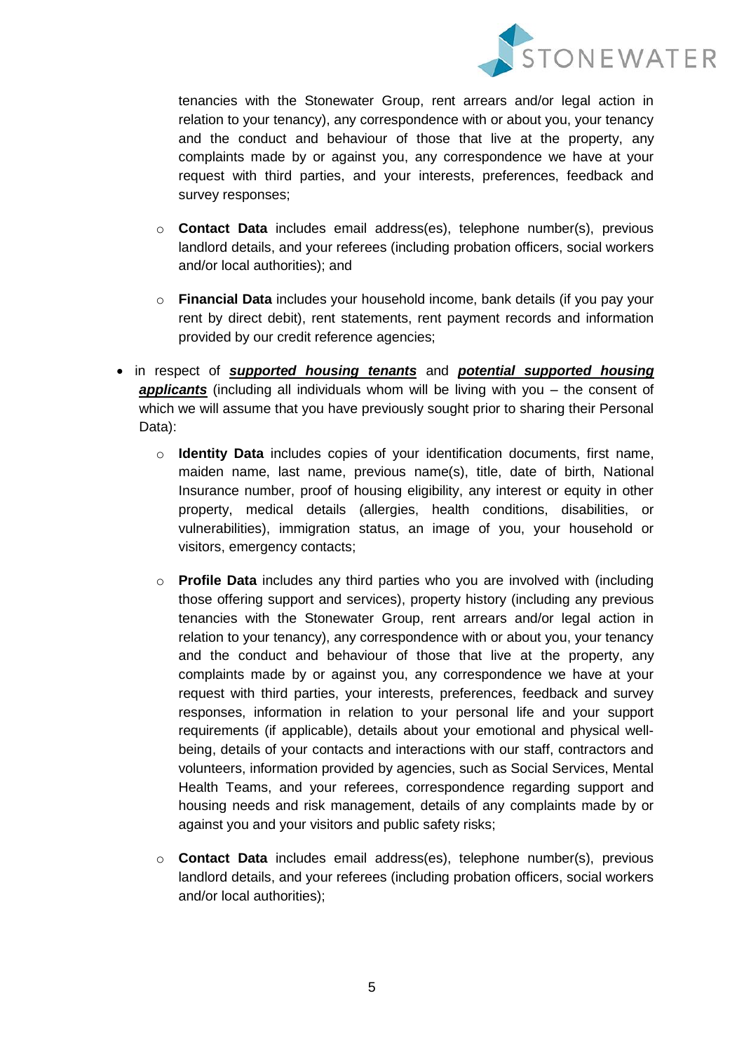tenancies with the Stonewater Group, rent arrears and/or legal action in relation to your tenancy), any correspondence with or about you, your tenancy and the conduct and behaviour of those that live at the property, any complaints made by or against you, any correspondence we have at your request with third parties, and your interests, preferences, feedback and survey responses;

  - **Contact Data** includes email address(es), telephone number(s), previous landlord details, and your referees (including probation officers, social workers and/or local authorities); and

  - **Financial Data** includes your household income, bank details (if you pay your rent by direct debit), rent statements, rent payment records and information provided by our credit reference agencies;

- in respect of ***supported housing tenants*** and ***potential supported housing applicants*** (including all individuals whom will be living with you – the consent of which we will assume that you have previously sought prior to sharing their Personal Data):

  - **Identity Data** includes copies of your identification documents, first name, maiden name, last name, previous name(s), title, date of birth, National Insurance number, proof of housing eligibility, any interest or equity in other property, medical details (allergies, health conditions, disabilities, or vulnerabilities), immigration status, an image of you, your household or visitors, emergency contacts;

  - **Profile Data** includes any third parties who you are involved with (including those offering support and services), property history (including any previous tenancies with the Stonewater Group, rent arrears and/or legal action in relation to your tenancy), any correspondence with or about you, your tenancy and the conduct and behaviour of those that live at the property, any complaints made by or against you, any correspondence we have at your request with third parties, your interests, preferences, feedback and survey responses, information in relation to your personal life and your support requirements (if applicable), details about your emotional and physical well-being, details of your contacts and interactions with our staff, contractors and volunteers, information provided by agencies, such as Social Services, Mental Health Teams, and your referees, correspondence regarding support and housing needs and risk management, details of any complaints made by or against you and your visitors and public safety risks;

  - **Contact Data** includes email address(es), telephone number(s), previous landlord details, and your referees (including probation officers, social workers and/or local authorities);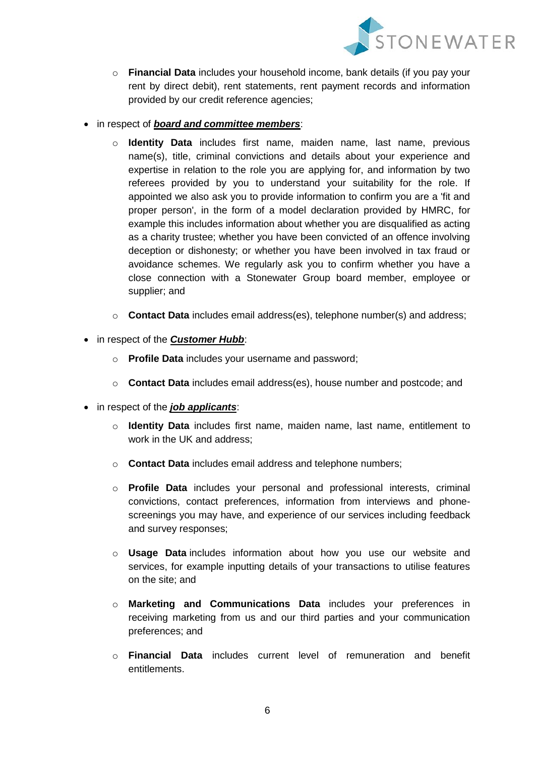- **Financial Data** includes your household income, bank details (if you pay your rent by direct debit), rent statements, rent payment records and information provided by our credit reference agencies;

- in respect of ***board and committee members***:
  - **Identity Data** includes first name, maiden name, last name, previous name(s), title, criminal convictions and details about your experience and expertise in relation to the role you are applying for, and information by two referees provided by you to understand your suitability for the role. If appointed we also ask you to provide information to confirm you are a 'fit and proper person', in the form of a model declaration provided by HMRC, for example this includes information about whether you are disqualified as acting as a charity trustee; whether you have been convicted of an offence involving deception or dishonesty; or whether you have been involved in tax fraud or avoidance schemes. We regularly ask you to confirm whether you have a close connection with a Stonewater Group board member, employee or supplier; and
  - **Contact Data** includes email address(es), telephone number(s) and address;

- in respect of the ***Customer Hubb***:
  - **Profile Data** includes your username and password;
  - **Contact Data** includes email address(es), house number and postcode; and

- in respect of the ***job applicants***:
  - **Identity Data** includes first name, maiden name, last name, entitlement to work in the UK and address;
  - **Contact Data** includes email address and telephone numbers;
  - **Profile Data** includes your personal and professional interests, criminal convictions, contact preferences, information from interviews and phone-screenings you may have, and experience of our services including feedback and survey responses;
  - **Usage Data** includes information about how you use our website and services, for example inputting details of your transactions to utilise features on the site; and
  - **Marketing and Communications Data** includes your preferences in receiving marketing from us and our third parties and your communication preferences; and
  - **Financial Data** includes current level of remuneration and benefit entitlements.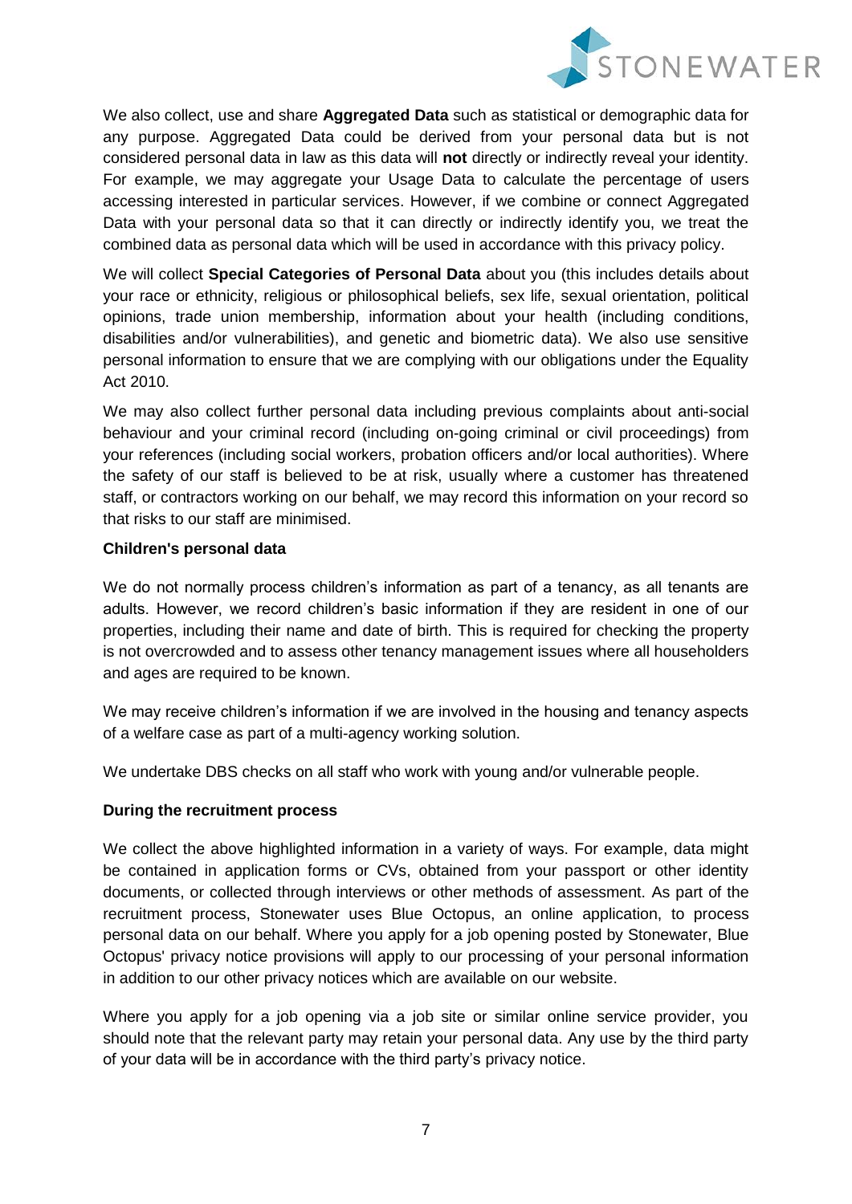We also collect, use and share **Aggregated Data** such as statistical or demographic data for any purpose. Aggregated Data could be derived from your personal data but is not considered personal data in law as this data will **not** directly or indirectly reveal your identity. For example, we may aggregate your Usage Data to calculate the percentage of users accessing interested in particular services. However, if we combine or connect Aggregated Data with your personal data so that it can directly or indirectly identify you, we treat the combined data as personal data which will be used in accordance with this privacy policy.

We will collect **Special Categories of Personal Data** about you (this includes details about your race or ethnicity, religious or philosophical beliefs, sex life, sexual orientation, political opinions, trade union membership, information about your health (including conditions, disabilities and/or vulnerabilities), and genetic and biometric data). We also use sensitive personal information to ensure that we are complying with our obligations under the Equality Act 2010.

We may also collect further personal data including previous complaints about anti-social behaviour and your criminal record (including on-going criminal or civil proceedings) from your references (including social workers, probation officers and/or local authorities). Where the safety of our staff is believed to be at risk, usually where a customer has threatened staff, or contractors working on our behalf, we may record this information on your record so that risks to our staff are minimised.

**Children's personal data**

We do not normally process children's information as part of a tenancy, as all tenants are adults. However, we record children's basic information if they are resident in one of our properties, including their name and date of birth. This is required for checking the property is not overcrowded and to assess other tenancy management issues where all householders and ages are required to be known.

We may receive children's information if we are involved in the housing and tenancy aspects of a welfare case as part of a multi-agency working solution.

We undertake DBS checks on all staff who work with young and/or vulnerable people.

**During the recruitment process**

We collect the above highlighted information in a variety of ways. For example, data might be contained in application forms or CVs, obtained from your passport or other identity documents, or collected through interviews or other methods of assessment. As part of the recruitment process, Stonewater uses Blue Octopus, an online application, to process personal data on our behalf. Where you apply for a job opening posted by Stonewater, Blue Octopus' privacy notice provisions will apply to our processing of your personal information in addition to our other privacy notices which are available on our website.

Where you apply for a job opening via a job site or similar online service provider, you should note that the relevant party may retain your personal data. Any use by the third party of your data will be in accordance with the third party's privacy notice.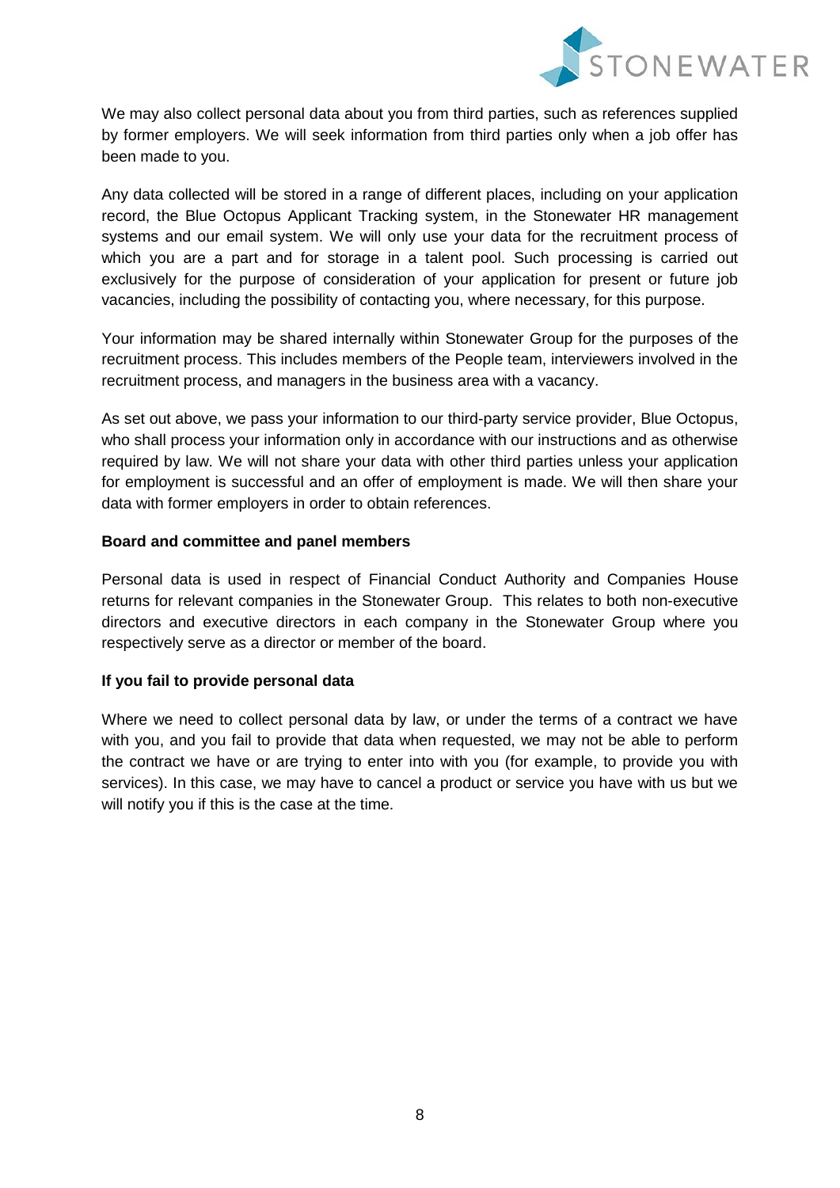We may also collect personal data about you from third parties, such as references supplied by former employers. We will seek information from third parties only when a job offer has been made to you.

Any data collected will be stored in a range of different places, including on your application record, the Blue Octopus Applicant Tracking system, in the Stonewater HR management systems and our email system. We will only use your data for the recruitment process of which you are a part and for storage in a talent pool. Such processing is carried out exclusively for the purpose of consideration of your application for present or future job vacancies, including the possibility of contacting you, where necessary, for this purpose.

Your information may be shared internally within Stonewater Group for the purposes of the recruitment process. This includes members of the People team, interviewers involved in the recruitment process, and managers in the business area with a vacancy.

As set out above, we pass your information to our third-party service provider, Blue Octopus, who shall process your information only in accordance with our instructions and as otherwise required by law. We will not share your data with other third parties unless your application for employment is successful and an offer of employment is made. We will then share your data with former employers in order to obtain references.

**Board and committee and panel members**

Personal data is used in respect of Financial Conduct Authority and Companies House returns for relevant companies in the Stonewater Group. This relates to both non-executive directors and executive directors in each company in the Stonewater Group where you respectively serve as a director or member of the board.

**If you fail to provide personal data**

Where we need to collect personal data by law, or under the terms of a contract we have with you, and you fail to provide that data when requested, we may not be able to perform the contract we have or are trying to enter into with you (for example, to provide you with services). In this case, we may have to cancel a product or service you have with us but we will notify you if this is the case at the time.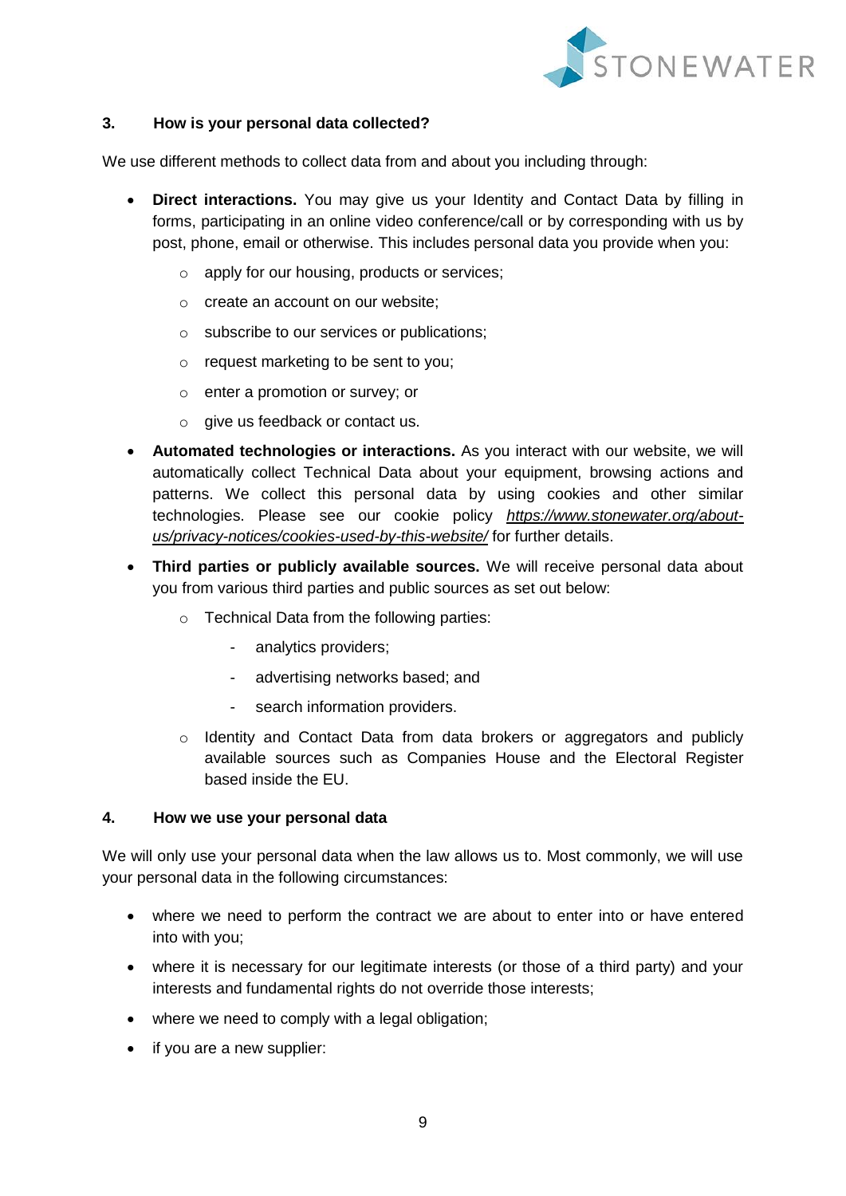## 3. How is your personal data collected?

We use different methods to collect data from and about you including through:

- **Direct interactions.** You may give us your Identity and Contact Data by filling in forms, participating in an online video conference/call or by corresponding with us by post, phone, email or otherwise. This includes personal data you provide when you:
  - apply for our housing, products or services;
  - create an account on our website;
  - subscribe to our services or publications;
  - request marketing to be sent to you;
  - enter a promotion or survey; or
  - give us feedback or contact us.
- **Automated technologies or interactions.** As you interact with our website, we will automatically collect Technical Data about your equipment, browsing actions and patterns. We collect this personal data by using cookies and other similar technologies. Please see our cookie policy *https://www.stonewater.org/about-us/privacy-notices/cookies-used-by-this-website/* for further details.
- **Third parties or publicly available sources.** We will receive personal data about you from various third parties and public sources as set out below:
  - Technical Data from the following parties:
    - analytics providers;
    - advertising networks based; and
    - search information providers.
  - Identity and Contact Data from data brokers or aggregators and publicly available sources such as Companies House and the Electoral Register based inside the EU.

## 4. How we use your personal data

We will only use your personal data when the law allows us to. Most commonly, we will use your personal data in the following circumstances:

- where we need to perform the contract we are about to enter into or have entered into with you;
- where it is necessary for our legitimate interests (or those of a third party) and your interests and fundamental rights do not override those interests;
- where we need to comply with a legal obligation;
- if you are a new supplier: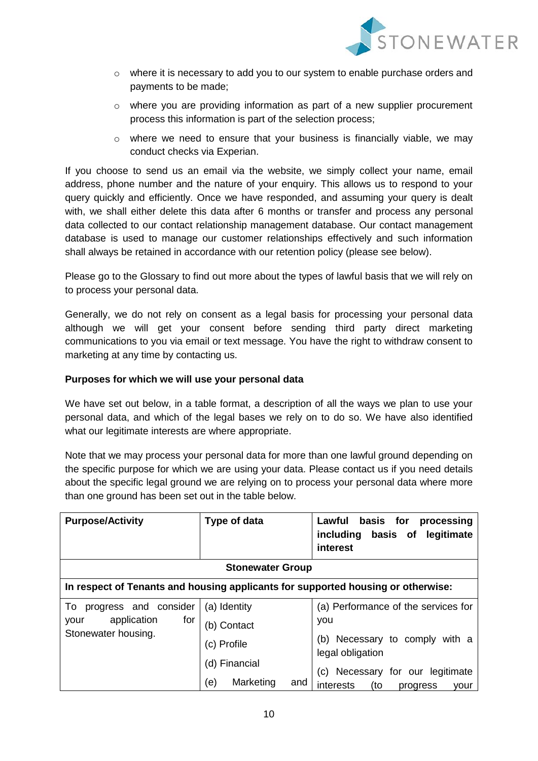- where it is necessary to add you to our system to enable purchase orders and payments to be made;
- where you are providing information as part of a new supplier procurement process this information is part of the selection process;
- where we need to ensure that your business is financially viable, we may conduct checks via Experian.

If you choose to send us an email via the website, we simply collect your name, email address, phone number and the nature of your enquiry. This allows us to respond to your query quickly and efficiently. Once we have responded, and assuming your query is dealt with, we shall either delete this data after 6 months or transfer and process any personal data collected to our contact relationship management database. Our contact management database is used to manage our customer relationships effectively and such information shall always be retained in accordance with our retention policy (please see below).

Please go to the Glossary to find out more about the types of lawful basis that we will rely on to process your personal data.

Generally, we do not rely on consent as a legal basis for processing your personal data although we will get your consent before sending third party direct marketing communications to you via email or text message. You have the right to withdraw consent to marketing at any time by contacting us.

**Purposes for which we will use your personal data**

We have set out below, in a table format, a description of all the ways we plan to use your personal data, and which of the legal bases we rely on to do so. We have also identified what our legitimate interests are where appropriate.

Note that we may process your personal data for more than one lawful ground depending on the specific purpose for which we are using your data. Please contact us if you need details about the specific legal ground we are relying on to process your personal data where more than one ground has been set out in the table below.

| Purpose/Activity | Type of data | Lawful basis for processing including basis of legitimate interest |
|---|---|---|
| **Stonewater Group** | | |
| **In respect of Tenants and housing applicants for supported housing or otherwise:** | | |
| To progress and consider your application for Stonewater housing. | (a) Identity<br>(b) Contact<br>(c) Profile<br>(d) Financial<br>(e) Marketing and | (a) Performance of the services for you<br>(b) Necessary to comply with a legal obligation<br>(c) Necessary for our legitimate interests (to progress your |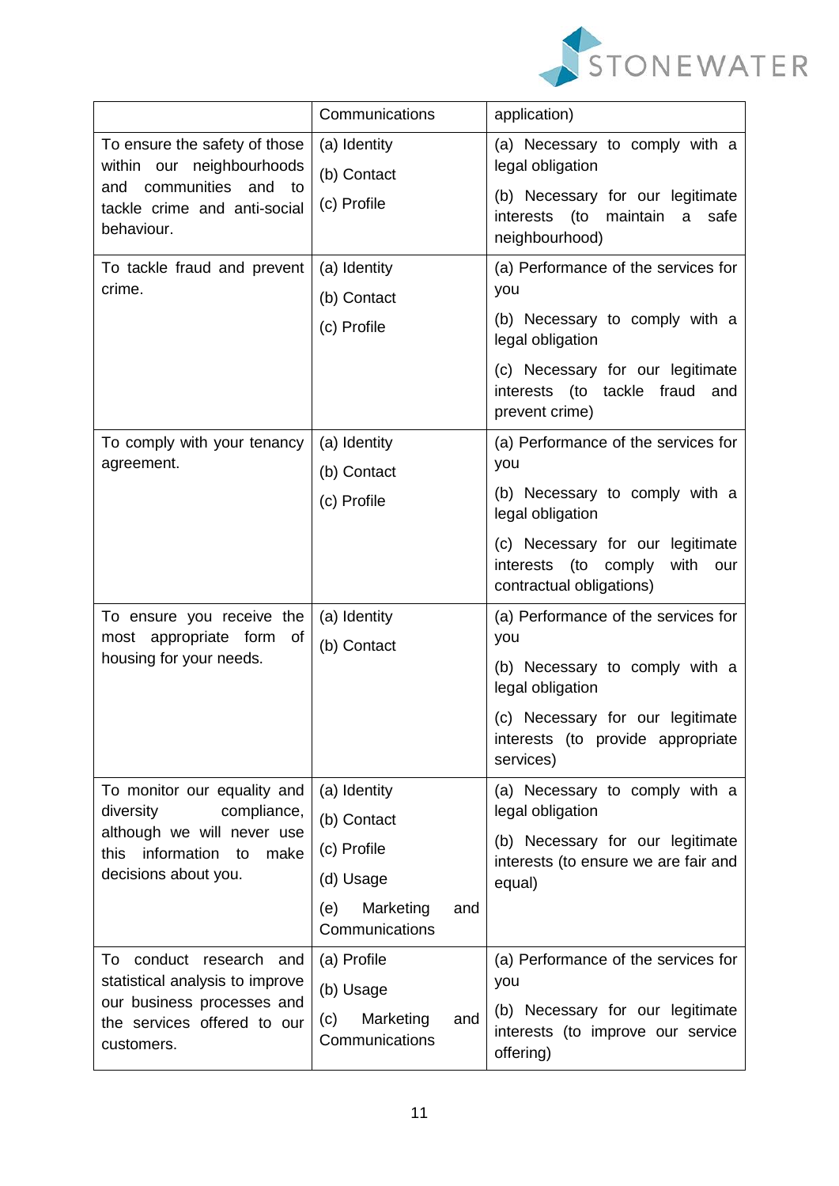| | Communications | application) |
|---|---|---|
| To ensure the safety of those within our neighbourhoods and communities and to tackle crime and anti-social behaviour. | (a) Identity<br>(b) Contact<br>(c) Profile | (a) Necessary to comply with a legal obligation<br>(b) Necessary for our legitimate interests (to maintain a safe neighbourhood) |
| To tackle fraud and prevent crime. | (a) Identity<br>(b) Contact<br>(c) Profile | (a) Performance of the services for you<br>(b) Necessary to comply with a legal obligation<br>(c) Necessary for our legitimate interests (to tackle fraud and prevent crime) |
| To comply with your tenancy agreement. | (a) Identity<br>(b) Contact<br>(c) Profile | (a) Performance of the services for you<br>(b) Necessary to comply with a legal obligation<br>(c) Necessary for our legitimate interests (to comply with our contractual obligations) |
| To ensure you receive the most appropriate form of housing for your needs. | (a) Identity<br>(b) Contact | (a) Performance of the services for you<br>(b) Necessary to comply with a legal obligation<br>(c) Necessary for our legitimate interests (to provide appropriate services) |
| To monitor our equality and diversity compliance, although we will never use this information to make decisions about you. | (a) Identity<br>(b) Contact<br>(c) Profile<br>(d) Usage<br>(e) Marketing and Communications | (a) Necessary to comply with a legal obligation<br>(b) Necessary for our legitimate interests (to ensure we are fair and equal) |
| To conduct research and statistical analysis to improve our business processes and the services offered to our customers. | (a) Profile<br>(b) Usage<br>(c) Marketing and Communications | (a) Performance of the services for you<br>(b) Necessary for our legitimate interests (to improve our service offering) |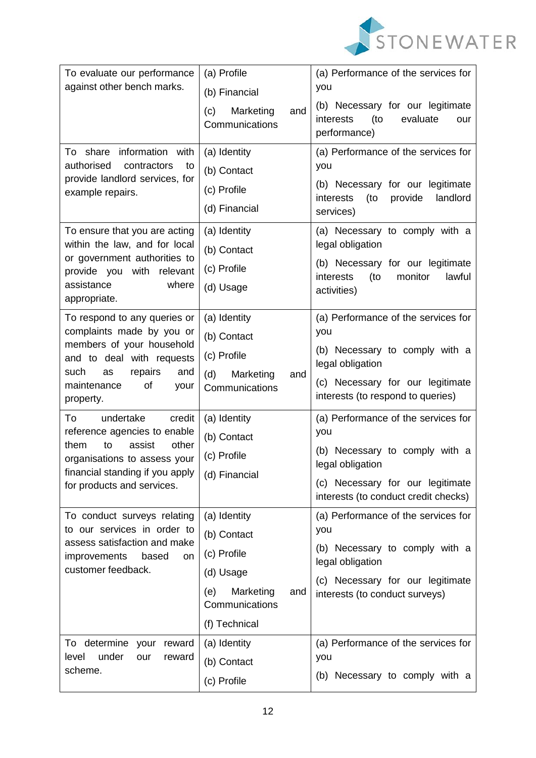| | | |
|---|---|---|
| To evaluate our performance against other bench marks. | (a) Profile<br>(b) Financial<br>(c) Marketing and Communications | (a) Performance of the services for you<br>(b) Necessary for our legitimate interests (to evaluate our performance) |
| To share information with authorised contractors to provide landlord services, for example repairs. | (a) Identity<br>(b) Contact<br>(c) Profile<br>(d) Financial | (a) Performance of the services for you<br>(b) Necessary for our legitimate interests (to provide landlord services) |
| To ensure that you are acting within the law, and for local or government authorities to provide you with relevant assistance where appropriate. | (a) Identity<br>(b) Contact<br>(c) Profile<br>(d) Usage | (a) Necessary to comply with a legal obligation<br>(b) Necessary for our legitimate interests (to monitor lawful activities) |
| To respond to any queries or complaints made by you or members of your household and to deal with requests such as repairs and maintenance of your property. | (a) Identity<br>(b) Contact<br>(c) Profile<br>(d) Marketing and Communications | (a) Performance of the services for you<br>(b) Necessary to comply with a legal obligation<br>(c) Necessary for our legitimate interests (to respond to queries) |
| To undertake credit reference agencies to enable them to assist other organisations to assess your financial standing if you apply for products and services. | (a) Identity<br>(b) Contact<br>(c) Profile<br>(d) Financial | (a) Performance of the services for you<br>(b) Necessary to comply with a legal obligation<br>(c) Necessary for our legitimate interests (to conduct credit checks) |
| To conduct surveys relating to our services in order to assess satisfaction and make improvements based on customer feedback. | (a) Identity<br>(b) Contact<br>(c) Profile<br>(d) Usage<br>(e) Marketing and Communications<br>(f) Technical | (a) Performance of the services for you<br>(b) Necessary to comply with a legal obligation<br>(c) Necessary for our legitimate interests (to conduct surveys) |
| To determine your reward level under our reward scheme. | (a) Identity<br>(b) Contact<br>(c) Profile | (a) Performance of the services for you<br>(b) Necessary to comply with a |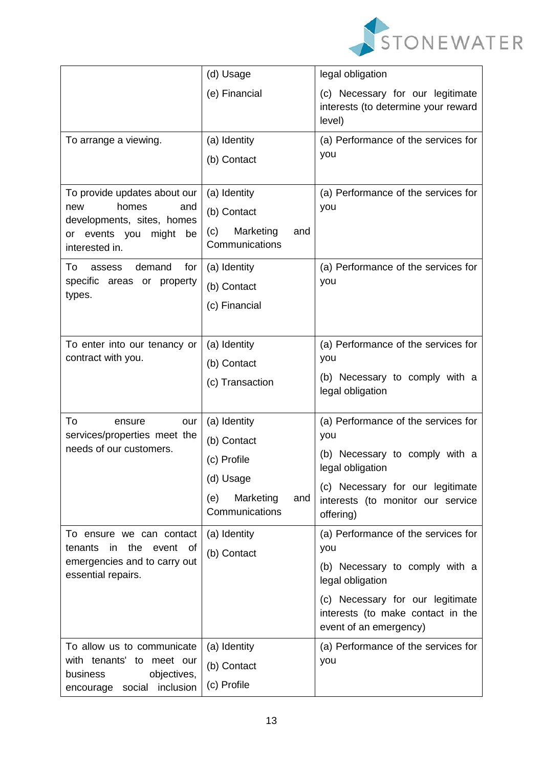| | | |
|---|---|---|
| | (d) Usage<br>(e) Financial | legal obligation<br>(c) Necessary for our legitimate interests (to determine your reward level) |
| To arrange a viewing. | (a) Identity<br>(b) Contact | (a) Performance of the services for you |
| To provide updates about our new homes and developments, sites, homes or events you might be interested in. | (a) Identity<br>(b) Contact<br>(c) Marketing and Communications | (a) Performance of the services for you |
| To assess demand for specific areas or property types. | (a) Identity<br>(b) Contact<br>(c) Financial | (a) Performance of the services for you |
| To enter into our tenancy or contract with you. | (a) Identity<br>(b) Contact<br>(c) Transaction | (a) Performance of the services for you<br>(b) Necessary to comply with a legal obligation |
| To ensure our services/properties meet the needs of our customers. | (a) Identity<br>(b) Contact<br>(c) Profile<br>(d) Usage<br>(e) Marketing and Communications | (a) Performance of the services for you<br>(b) Necessary to comply with a legal obligation<br>(c) Necessary for our legitimate interests (to monitor our service offering) |
| To ensure we can contact tenants in the event of emergencies and to carry out essential repairs. | (a) Identity<br>(b) Contact | (a) Performance of the services for you<br>(b) Necessary to comply with a legal obligation<br>(c) Necessary for our legitimate interests (to make contact in the event of an emergency) |
| To allow us to communicate with tenants' to meet our business objectives, encourage social inclusion | (a) Identity<br>(b) Contact<br>(c) Profile | (a) Performance of the services for you |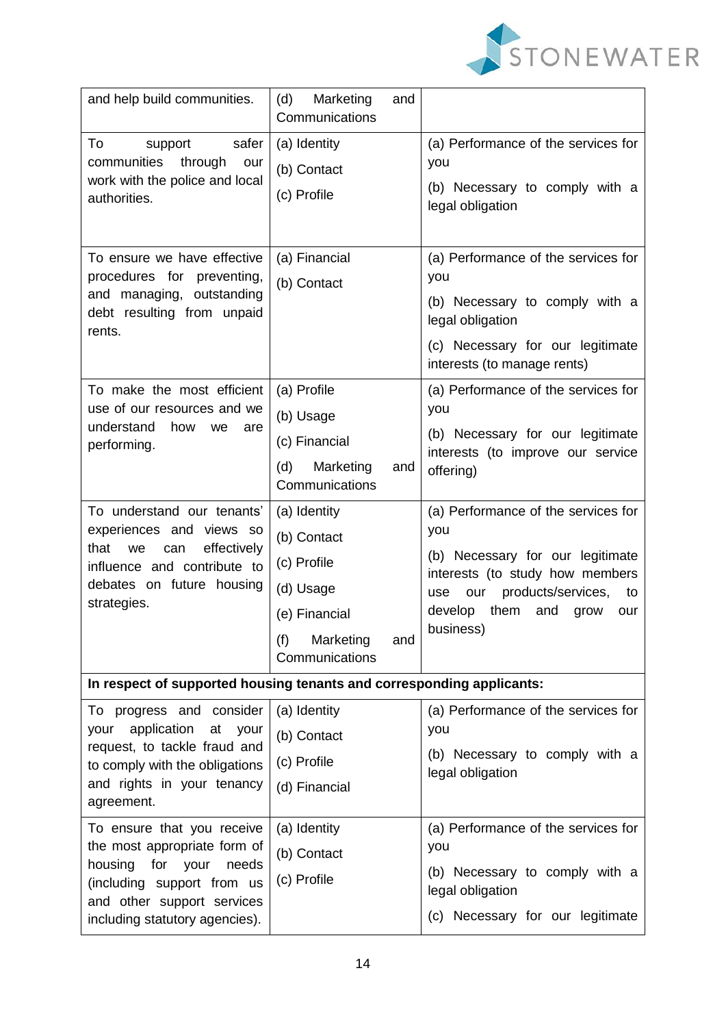| | | |
|---|---|---|
| and help build communities. | (d) Marketing and Communications | |
| To support safer communities through our work with the police and local authorities. | (a) Identity<br>(b) Contact<br>(c) Profile | (a) Performance of the services for you<br>(b) Necessary to comply with a legal obligation |
| To ensure we have effective procedures for preventing, and managing, outstanding debt resulting from unpaid rents. | (a) Financial<br>(b) Contact | (a) Performance of the services for you<br>(b) Necessary to comply with a legal obligation<br>(c) Necessary for our legitimate interests (to manage rents) |
| To make the most efficient use of our resources and we understand how we are performing. | (a) Profile<br>(b) Usage<br>(c) Financial<br>(d) Marketing and Communications | (a) Performance of the services for you<br>(b) Necessary for our legitimate interests (to improve our service offering) |
| To understand our tenants' experiences and views so that we can effectively influence and contribute to debates on future housing strategies. | (a) Identity<br>(b) Contact<br>(c) Profile<br>(d) Usage<br>(e) Financial<br>(f) Marketing and Communications | (a) Performance of the services for you<br>(b) Necessary for our legitimate interests (to study how members use our products/services, to develop them and grow our business) |
| **In respect of supported housing tenants and corresponding applicants:** | | |
| To progress and consider your application at your request, to tackle fraud and to comply with the obligations and rights in your tenancy agreement. | (a) Identity<br>(b) Contact<br>(c) Profile<br>(d) Financial | (a) Performance of the services for you<br>(b) Necessary to comply with a legal obligation |
| To ensure that you receive the most appropriate form of housing for your needs (including support from us and other support services including statutory agencies). | (a) Identity<br>(b) Contact<br>(c) Profile | (a) Performance of the services for you<br>(b) Necessary to comply with a legal obligation<br>(c) Necessary for our legitimate |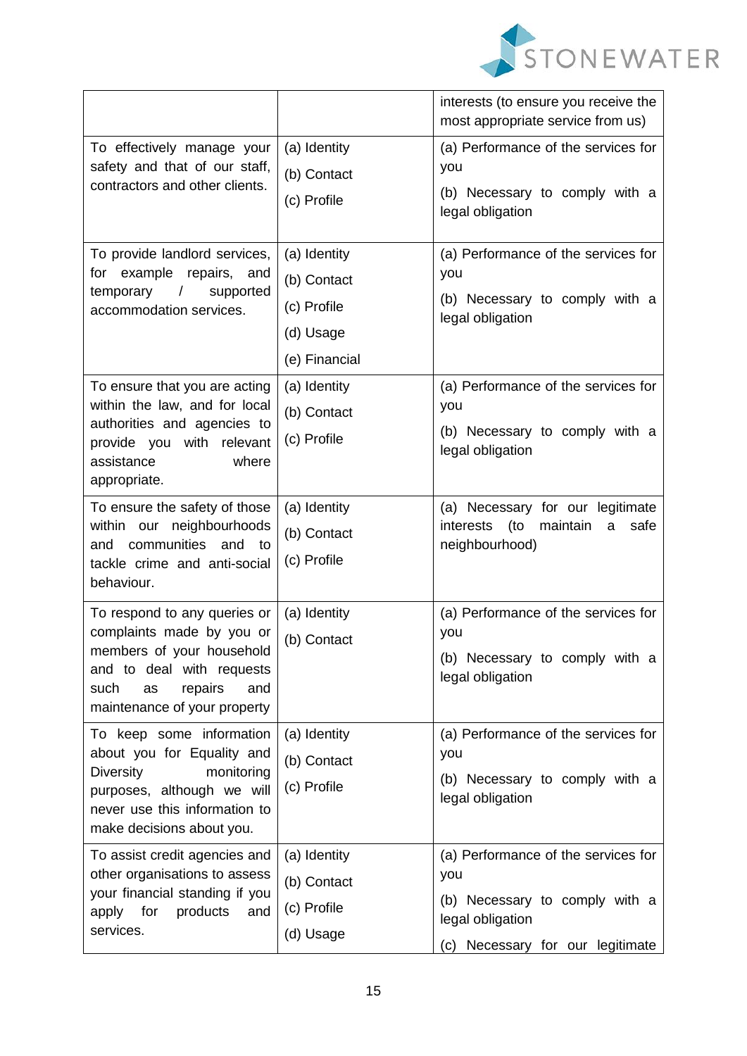| | | |
|---|---|---|
| | | interests (to ensure you receive the most appropriate service from us) |
| To effectively manage your safety and that of our staff, contractors and other clients. | (a) Identity<br>(b) Contact<br>(c) Profile | (a) Performance of the services for you<br>(b) Necessary to comply with a legal obligation |
| To provide landlord services, for example repairs, and temporary / supported accommodation services. | (a) Identity<br>(b) Contact<br>(c) Profile<br>(d) Usage<br>(e) Financial | (a) Performance of the services for you<br>(b) Necessary to comply with a legal obligation |
| To ensure that you are acting within the law, and for local authorities and agencies to provide you with relevant assistance where appropriate. | (a) Identity<br>(b) Contact<br>(c) Profile | (a) Performance of the services for you<br>(b) Necessary to comply with a legal obligation |
| To ensure the safety of those within our neighbourhoods and communities and to tackle crime and anti-social behaviour. | (a) Identity<br>(b) Contact<br>(c) Profile | (a) Necessary for our legitimate interests (to maintain a safe neighbourhood) |
| To respond to any queries or complaints made by you or members of your household and to deal with requests such as repairs and maintenance of your property | (a) Identity<br>(b) Contact | (a) Performance of the services for you<br>(b) Necessary to comply with a legal obligation |
| To keep some information about you for Equality and Diversity monitoring purposes, although we will never use this information to make decisions about you. | (a) Identity<br>(b) Contact<br>(c) Profile | (a) Performance of the services for you<br>(b) Necessary to comply with a legal obligation |
| To assist credit agencies and other organisations to assess your financial standing if you apply for products and services. | (a) Identity<br>(b) Contact<br>(c) Profile<br>(d) Usage | (a) Performance of the services for you<br>(b) Necessary to comply with a legal obligation<br>(c) Necessary for our legitimate |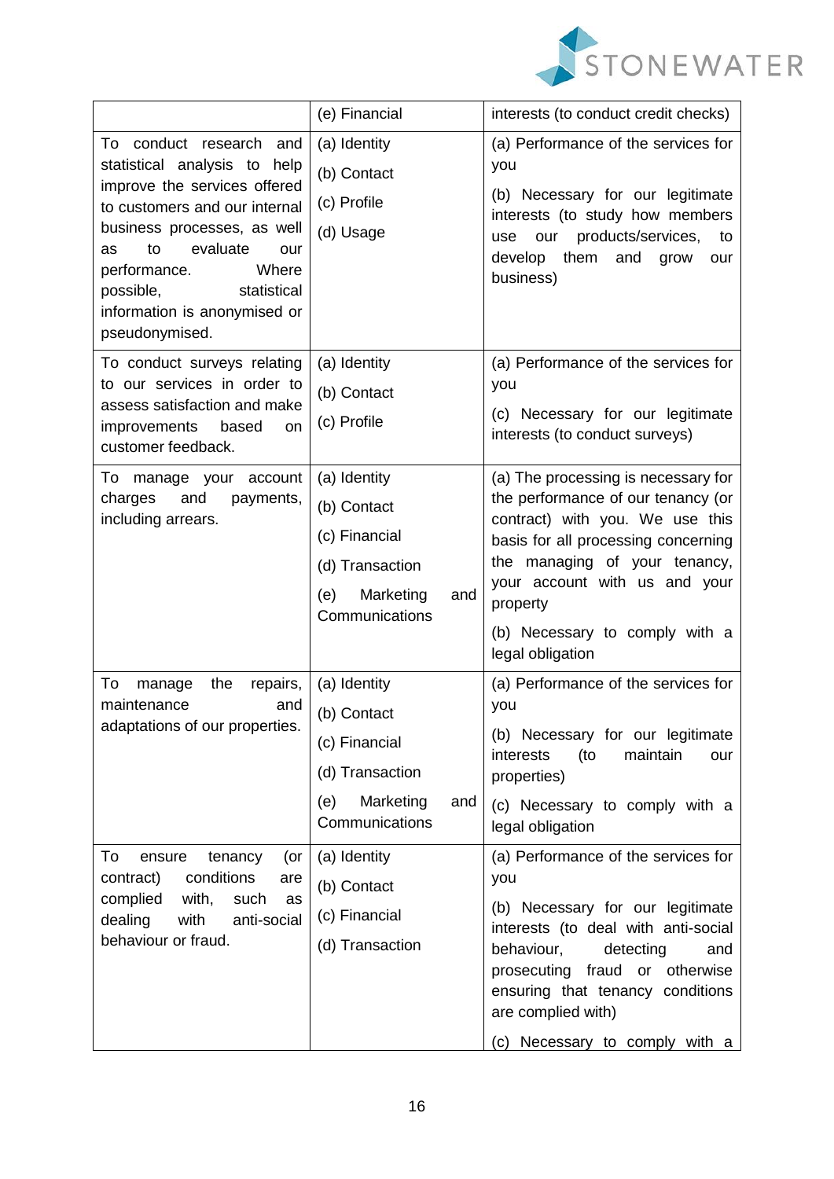| | | |
|---|---|---|
| | (e) Financial | interests (to conduct credit checks) |
| To conduct research and statistical analysis to help improve the services offered to customers and our internal business processes, as well as to evaluate our performance. Where possible, statistical information is anonymised or pseudonymised. | (a) Identity<br>(b) Contact<br>(c) Profile<br>(d) Usage | (a) Performance of the services for you<br>(b) Necessary for our legitimate interests (to study how members use our products/services, to develop them and grow our business) |
| To conduct surveys relating to our services in order to assess satisfaction and make improvements based on customer feedback. | (a) Identity<br>(b) Contact<br>(c) Profile | (a) Performance of the services for you<br>(c) Necessary for our legitimate interests (to conduct surveys) |
| To manage your account charges and payments, including arrears. | (a) Identity<br>(b) Contact<br>(c) Financial<br>(d) Transaction<br>(e) Marketing and Communications | (a) The processing is necessary for the performance of our tenancy (or contract) with you. We use this basis for all processing concerning the managing of your tenancy, your account with us and your property<br>(b) Necessary to comply with a legal obligation |
| To manage the repairs, maintenance and adaptations of our properties. | (a) Identity<br>(b) Contact<br>(c) Financial<br>(d) Transaction<br>(e) Marketing and Communications | (a) Performance of the services for you<br>(b) Necessary for our legitimate interests (to maintain our properties)<br>(c) Necessary to comply with a legal obligation |
| To ensure tenancy (or contract) conditions are complied with, such as dealing with anti-social behaviour or fraud. | (a) Identity<br>(b) Contact<br>(c) Financial<br>(d) Transaction | (a) Performance of the services for you<br>(b) Necessary for our legitimate interests (to deal with anti-social behaviour, detecting and prosecuting fraud or otherwise ensuring that tenancy conditions are complied with)<br>(c) Necessary to comply with a |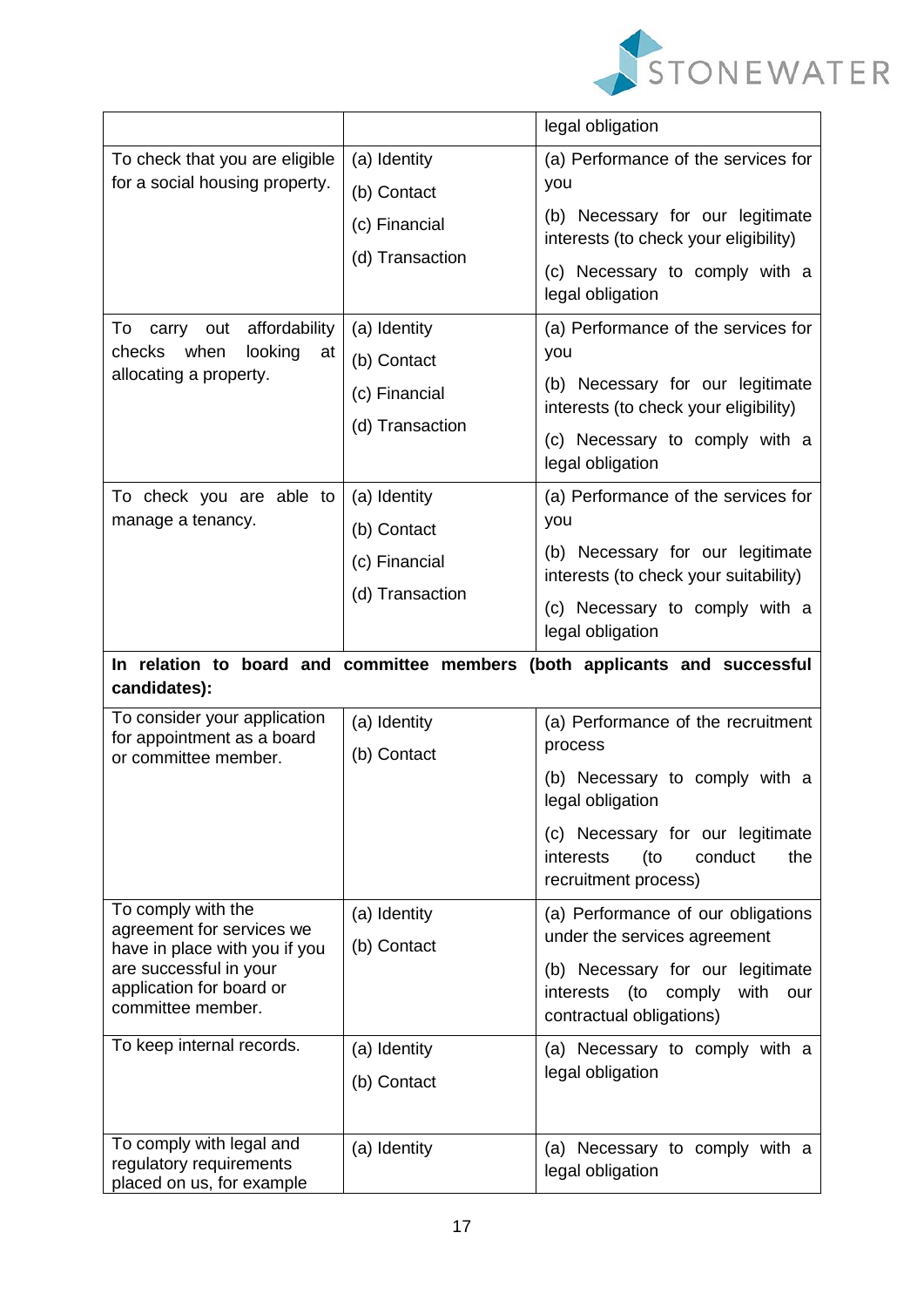| | | |
|---|---|---|
| | | legal obligation |
| To check that you are eligible for a social housing property. | (a) Identity<br>(b) Contact<br>(c) Financial<br>(d) Transaction | (a) Performance of the services for you<br>(b) Necessary for our legitimate interests (to check your eligibility)<br>(c) Necessary to comply with a legal obligation |
| To carry out affordability checks when looking at allocating a property. | (a) Identity<br>(b) Contact<br>(c) Financial<br>(d) Transaction | (a) Performance of the services for you<br>(b) Necessary for our legitimate interests (to check your eligibility)<br>(c) Necessary to comply with a legal obligation |
| To check you are able to manage a tenancy. | (a) Identity<br>(b) Contact<br>(c) Financial<br>(d) Transaction | (a) Performance of the services for you<br>(b) Necessary for our legitimate interests (to check your suitability)<br>(c) Necessary to comply with a legal obligation |
| **In relation to board and committee members (both applicants and successful candidates):** | | |
| To consider your application for appointment as a board or committee member. | (a) Identity<br>(b) Contact | (a) Performance of the recruitment process<br>(b) Necessary to comply with a legal obligation<br>(c) Necessary for our legitimate interests (to conduct the recruitment process) |
| To comply with the agreement for services we have in place with you if you are successful in your application for board or committee member. | (a) Identity<br>(b) Contact | (a) Performance of our obligations under the services agreement<br>(b) Necessary for our legitimate interests (to comply with our contractual obligations) |
| To keep internal records. | (a) Identity<br>(b) Contact | (a) Necessary to comply with a legal obligation |
| To comply with legal and regulatory requirements placed on us, for example | (a) Identity | (a) Necessary to comply with a legal obligation |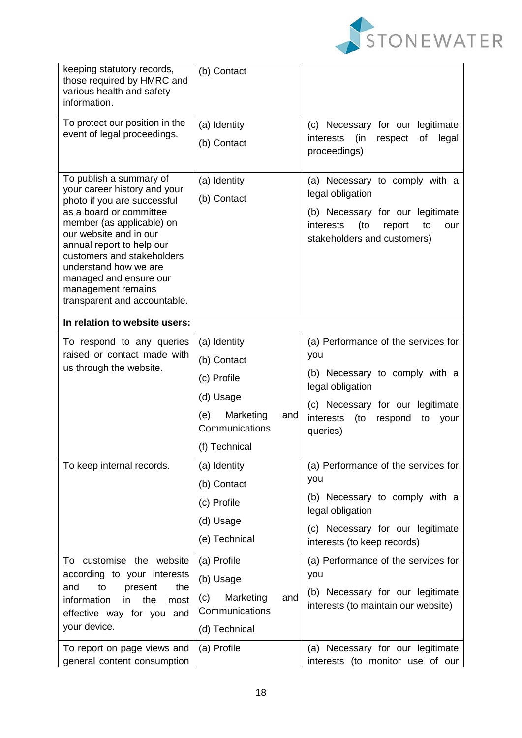| | | |
|---|---|---|
| keeping statutory records, those required by HMRC and various health and safety information. | (b) Contact | |
| To protect our position in the event of legal proceedings. | (a) Identity<br>(b) Contact | (c) Necessary for our legitimate interests (in respect of legal proceedings) |
| To publish a summary of your career history and your photo if you are successful as a board or committee member (as applicable) on our website and in our annual report to help our customers and stakeholders understand how we are managed and ensure our management remains transparent and accountable. | (a) Identity<br>(b) Contact | (a) Necessary to comply with a legal obligation<br>(b) Necessary for our legitimate interests (to report to our stakeholders and customers) |
| **In relation to website users:** | | |
| To respond to any queries raised or contact made with us through the website. | (a) Identity<br>(b) Contact<br>(c) Profile<br>(d) Usage<br>(e) Marketing and Communications<br>(f) Technical | (a) Performance of the services for you<br>(b) Necessary to comply with a legal obligation<br>(c) Necessary for our legitimate interests (to respond to your queries) |
| To keep internal records. | (a) Identity<br>(b) Contact<br>(c) Profile<br>(d) Usage<br>(e) Technical | (a) Performance of the services for you<br>(b) Necessary to comply with a legal obligation<br>(c) Necessary for our legitimate interests (to keep records) |
| To customise the website according to your interests and to present the information in the most effective way for you and your device. | (a) Profile<br>(b) Usage<br>(c) Marketing and Communications<br>(d) Technical | (a) Performance of the services for you<br>(b) Necessary for our legitimate interests (to maintain our website) |
| To report on page views and general content consumption | (a) Profile | (a) Necessary for our legitimate interests (to monitor use of our |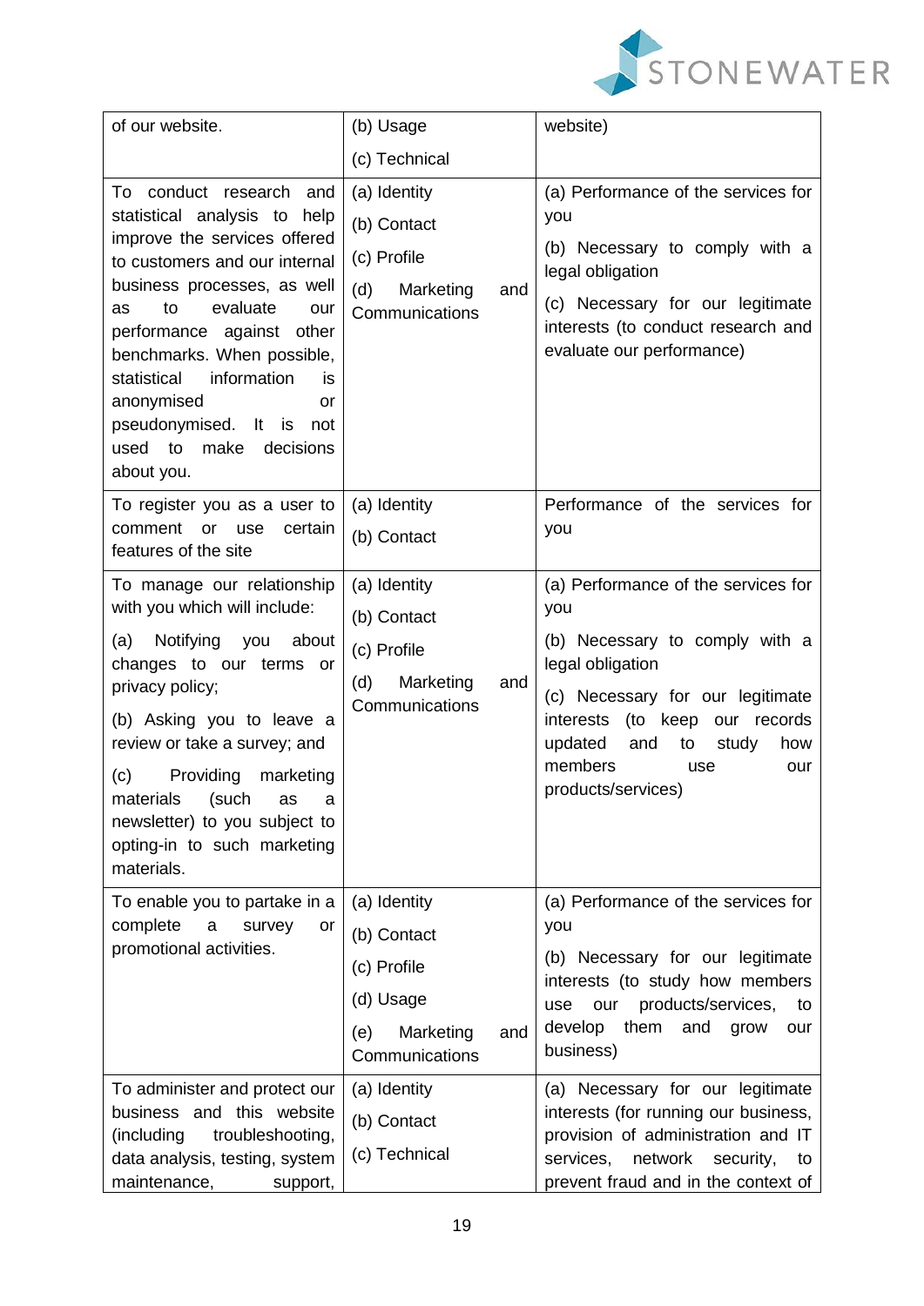| of our website. | (b) Usage<br>(c) Technical | website) |
|---|---|---|
| To conduct research and statistical analysis to help improve the services offered to customers and our internal business processes, as well as to evaluate our performance against other benchmarks. When possible, statistical information is anonymised or pseudonymised. It is not used to make decisions about you. | (a) Identity<br>(b) Contact<br>(c) Profile<br>(d) Marketing and Communications | (a) Performance of the services for you<br>(b) Necessary to comply with a legal obligation<br>(c) Necessary for our legitimate interests (to conduct research and evaluate our performance) |
| To register you as a user to comment or use certain features of the site | (a) Identity<br>(b) Contact | Performance of the services for you |
| To manage our relationship with you which will include:<br>(a) Notifying you about changes to our terms or privacy policy;<br>(b) Asking you to leave a review or take a survey; and<br>(c) Providing marketing materials (such as a newsletter) to you subject to opting-in to such marketing materials. | (a) Identity<br>(b) Contact<br>(c) Profile<br>(d) Marketing and Communications | (a) Performance of the services for you<br>(b) Necessary to comply with a legal obligation<br>(c) Necessary for our legitimate interests (to keep our records updated and to study how members use our products/services) |
| To enable you to partake in a complete a survey or promotional activities. | (a) Identity<br>(b) Contact<br>(c) Profile<br>(d) Usage<br>(e) Marketing and Communications | (a) Performance of the services for you<br>(b) Necessary for our legitimate interests (to study how members use our products/services, to develop them and grow our business) |
| To administer and protect our business and this website (including troubleshooting, data analysis, testing, system maintenance, support, | (a) Identity<br>(b) Contact<br>(c) Technical | (a) Necessary for our legitimate interests (for running our business, provision of administration and IT services, network security, to prevent fraud and in the context of |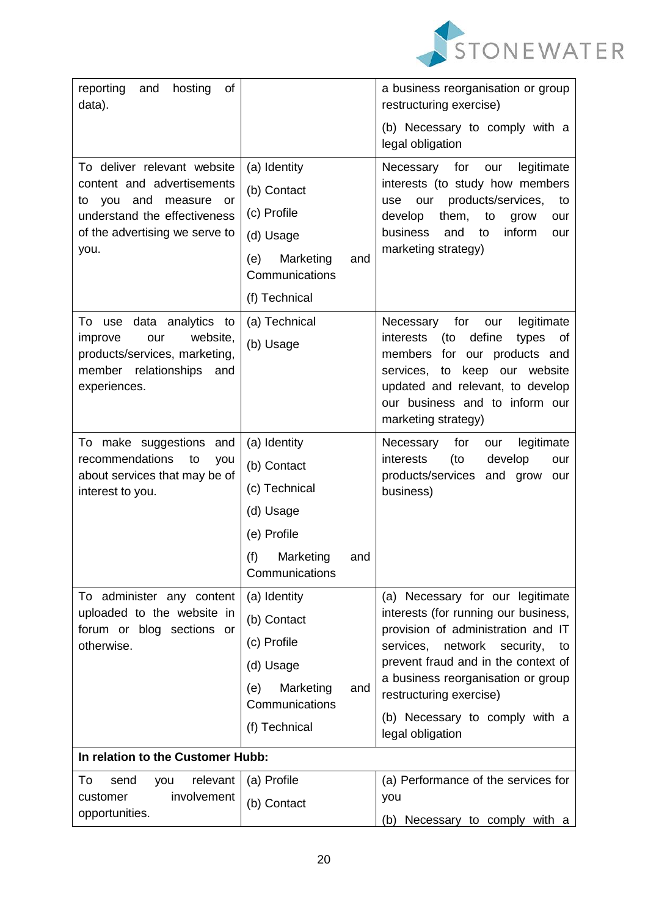| | | |
|---|---|---|
| reporting and hosting of data). | | a business reorganisation or group restructuring exercise)<br>(b) Necessary to comply with a legal obligation |
| To deliver relevant website content and advertisements to you and measure or understand the effectiveness of the advertising we serve to you. | (a) Identity<br>(b) Contact<br>(c) Profile<br>(d) Usage<br>(e) Marketing and Communications<br>(f) Technical | Necessary for our legitimate interests (to study how members use our products/services, to develop them, to grow our business and to inform our marketing strategy) |
| To use data analytics to improve our website, products/services, marketing, member relationships and experiences. | (a) Technical<br>(b) Usage | Necessary for our legitimate interests (to define types of members for our products and services, to keep our website updated and relevant, to develop our business and to inform our marketing strategy) |
| To make suggestions and recommendations to you about services that may be of interest to you. | (a) Identity<br>(b) Contact<br>(c) Technical<br>(d) Usage<br>(e) Profile<br>(f) Marketing and Communications | Necessary for our legitimate interests (to develop our products/services and grow our business) |
| To administer any content uploaded to the website in forum or blog sections or otherwise. | (a) Identity<br>(b) Contact<br>(c) Profile<br>(d) Usage<br>(e) Marketing and Communications<br>(f) Technical | (a) Necessary for our legitimate interests (for running our business, provision of administration and IT services, network security, to prevent fraud and in the context of a business reorganisation or group restructuring exercise)<br>(b) Necessary to comply with a legal obligation |
| **In relation to the Customer Hubb:** | | |
| To send you relevant customer involvement opportunities. | (a) Profile<br>(b) Contact | (a) Performance of the services for you<br>(b) Necessary to comply with a |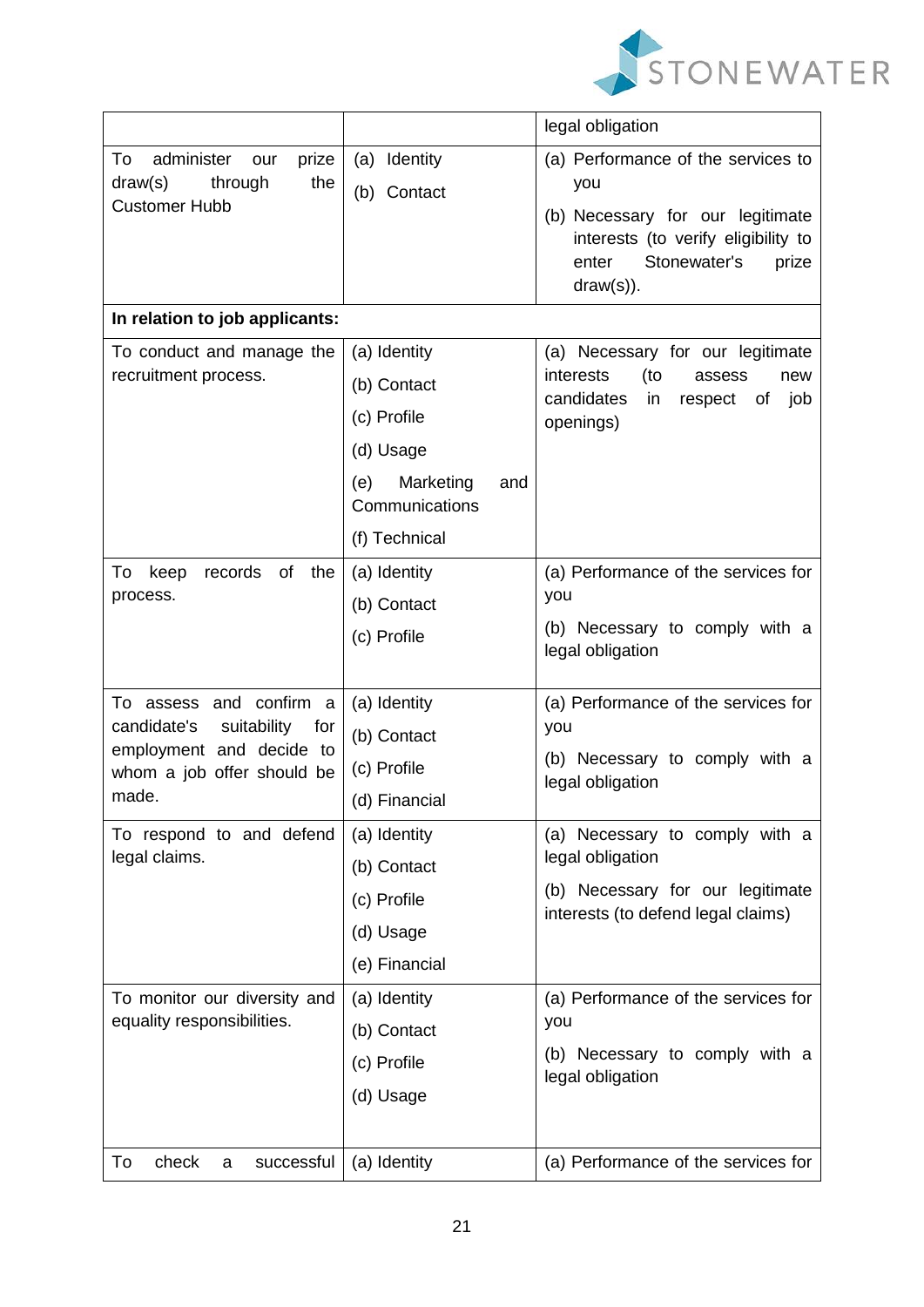| | | |
|---|---|---|
| | | legal obligation |
| To administer our prize draw(s) through the Customer Hubb | (a) Identity<br>(b) Contact | (a) Performance of the services to you<br>(b) Necessary for our legitimate interests (to verify eligibility to enter Stonewater's prize draw(s)). |
| **In relation to job applicants:** | | |
| To conduct and manage the recruitment process. | (a) Identity<br>(b) Contact<br>(c) Profile<br>(d) Usage<br>(e) Marketing and Communications<br>(f) Technical | (a) Necessary for our legitimate interests (to assess new candidates in respect of job openings) |
| To keep records of the process. | (a) Identity<br>(b) Contact<br>(c) Profile | (a) Performance of the services for you<br>(b) Necessary to comply with a legal obligation |
| To assess and confirm a candidate's suitability for employment and decide to whom a job offer should be made. | (a) Identity<br>(b) Contact<br>(c) Profile<br>(d) Financial | (a) Performance of the services for you<br>(b) Necessary to comply with a legal obligation |
| To respond to and defend legal claims. | (a) Identity<br>(b) Contact<br>(c) Profile<br>(d) Usage<br>(e) Financial | (a) Necessary to comply with a legal obligation<br>(b) Necessary for our legitimate interests (to defend legal claims) |
| To monitor our diversity and equality responsibilities. | (a) Identity<br>(b) Contact<br>(c) Profile<br>(d) Usage | (a) Performance of the services for you<br>(b) Necessary to comply with a legal obligation |
| To check a successful | (a) Identity | (a) Performance of the services for |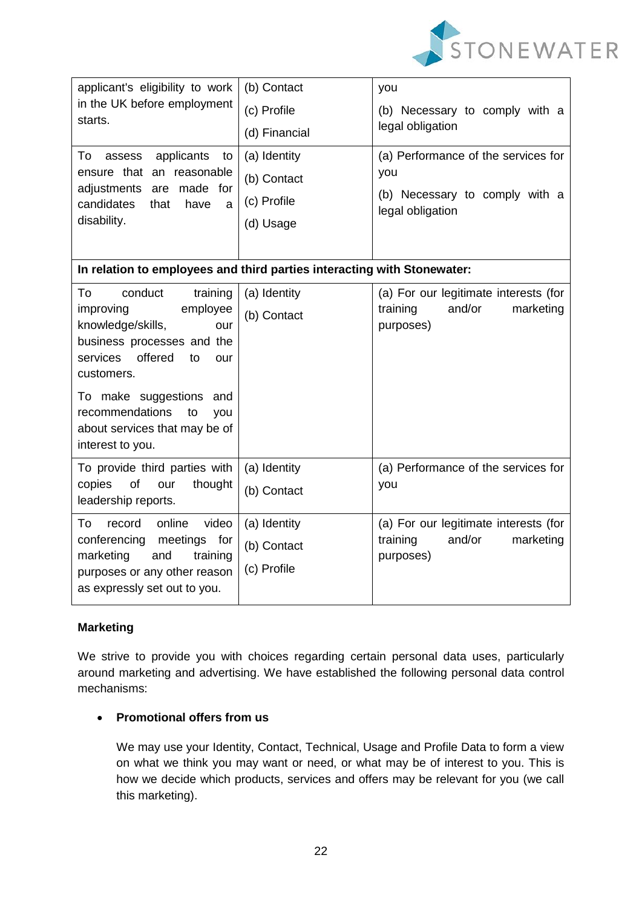| | | |
|---|---|---|
| applicant's eligibility to work in the UK before employment starts. | (b) Contact<br>(c) Profile<br>(d) Financial | you<br>(b) Necessary to comply with a legal obligation |
| To assess applicants to ensure that an reasonable adjustments are made for candidates that have a disability. | (a) Identity<br>(b) Contact<br>(c) Profile<br>(d) Usage | (a) Performance of the services for you<br>(b) Necessary to comply with a legal obligation |
| **In relation to employees and third parties interacting with Stonewater:** | | |
| To conduct training improving employee knowledge/skills, our business processes and the services offered to our customers.<br>To make suggestions and recommendations to you about services that may be of interest to you. | (a) Identity<br>(b) Contact | (a) For our legitimate interests (for training and/or marketing purposes) |
| To provide third parties with copies of our thought leadership reports. | (a) Identity<br>(b) Contact | (a) Performance of the services for you |
| To record online video conferencing meetings for marketing and training purposes or any other reason as expressly set out to you. | (a) Identity<br>(b) Contact<br>(c) Profile | (a) For our legitimate interests (for training and/or marketing purposes) |

**Marketing**

We strive to provide you with choices regarding certain personal data uses, particularly around marketing and advertising. We have established the following personal data control mechanisms:

- **Promotional offers from us**

  We may use your Identity, Contact, Technical, Usage and Profile Data to form a view on what we think you may want or need, or what may be of interest to you. This is how we decide which products, services and offers may be relevant for you (we call this marketing).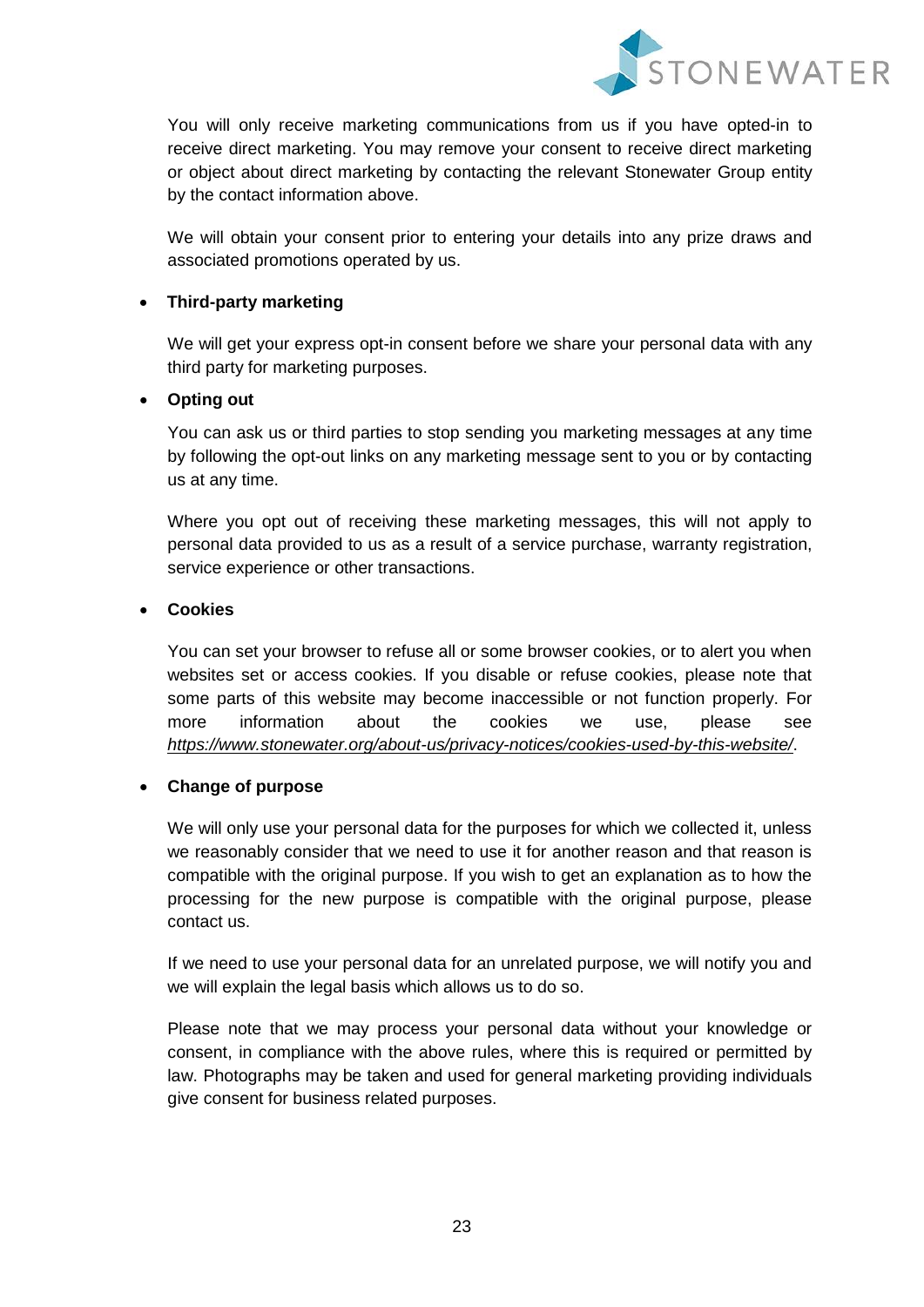You will only receive marketing communications from us if you have opted-in to receive direct marketing. You may remove your consent to receive direct marketing or object about direct marketing by contacting the relevant Stonewater Group entity by the contact information above.

We will obtain your consent prior to entering your details into any prize draws and associated promotions operated by us.

- **Third-party marketing**

  We will get your express opt-in consent before we share your personal data with any third party for marketing purposes.

- **Opting out**

  You can ask us or third parties to stop sending you marketing messages at any time by following the opt-out links on any marketing message sent to you or by contacting us at any time.

  Where you opt out of receiving these marketing messages, this will not apply to personal data provided to us as a result of a service purchase, warranty registration, service experience or other transactions.

- **Cookies**

  You can set your browser to refuse all or some browser cookies, or to alert you when websites set or access cookies. If you disable or refuse cookies, please note that some parts of this website may become inaccessible or not function properly. For more information about the cookies we use, please see *https://www.stonewater.org/about-us/privacy-notices/cookies-used-by-this-website/*.

- **Change of purpose**

  We will only use your personal data for the purposes for which we collected it, unless we reasonably consider that we need to use it for another reason and that reason is compatible with the original purpose. If you wish to get an explanation as to how the processing for the new purpose is compatible with the original purpose, please contact us.

  If we need to use your personal data for an unrelated purpose, we will notify you and we will explain the legal basis which allows us to do so.

  Please note that we may process your personal data without your knowledge or consent, in compliance with the above rules, where this is required or permitted by law. Photographs may be taken and used for general marketing providing individuals give consent for business related purposes.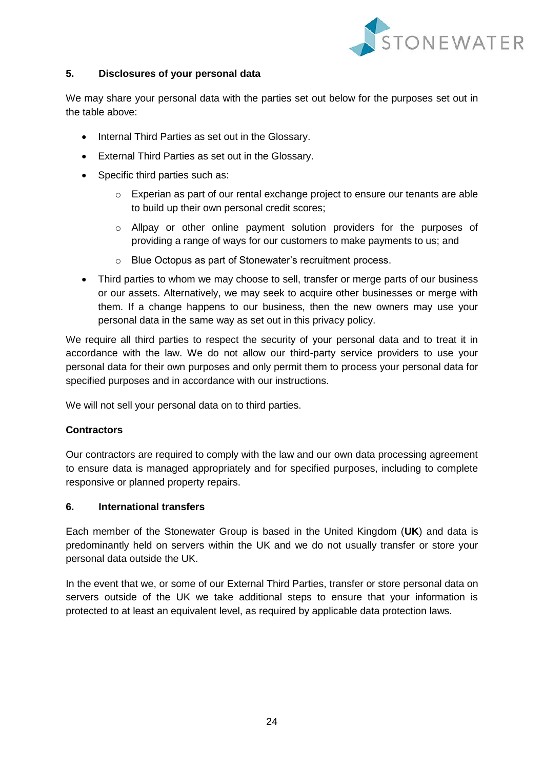## 5. Disclosures of your personal data

We may share your personal data with the parties set out below for the purposes set out in the table above:

- Internal Third Parties as set out in the Glossary.
- External Third Parties as set out in the Glossary.
- Specific third parties such as:
    - Experian as part of our rental exchange project to ensure our tenants are able to build up their own personal credit scores;
    - Allpay or other online payment solution providers for the purposes of providing a range of ways for our customers to make payments to us; and
    - Blue Octopus as part of Stonewater's recruitment process.
- Third parties to whom we may choose to sell, transfer or merge parts of our business or our assets. Alternatively, we may seek to acquire other businesses or merge with them. If a change happens to our business, then the new owners may use your personal data in the same way as set out in this privacy policy.

We require all third parties to respect the security of your personal data and to treat it in accordance with the law. We do not allow our third-party service providers to use your personal data for their own purposes and only permit them to process your personal data for specified purposes and in accordance with our instructions.

We will not sell your personal data on to third parties.

**Contractors**

Our contractors are required to comply with the law and our own data processing agreement to ensure data is managed appropriately and for specified purposes, including to complete responsive or planned property repairs.

## 6. International transfers

Each member of the Stonewater Group is based in the United Kingdom (**UK**) and data is predominantly held on servers within the UK and we do not usually transfer or store your personal data outside the UK.

In the event that we, or some of our External Third Parties, transfer or store personal data on servers outside of the UK we take additional steps to ensure that your information is protected to at least an equivalent level, as required by applicable data protection laws.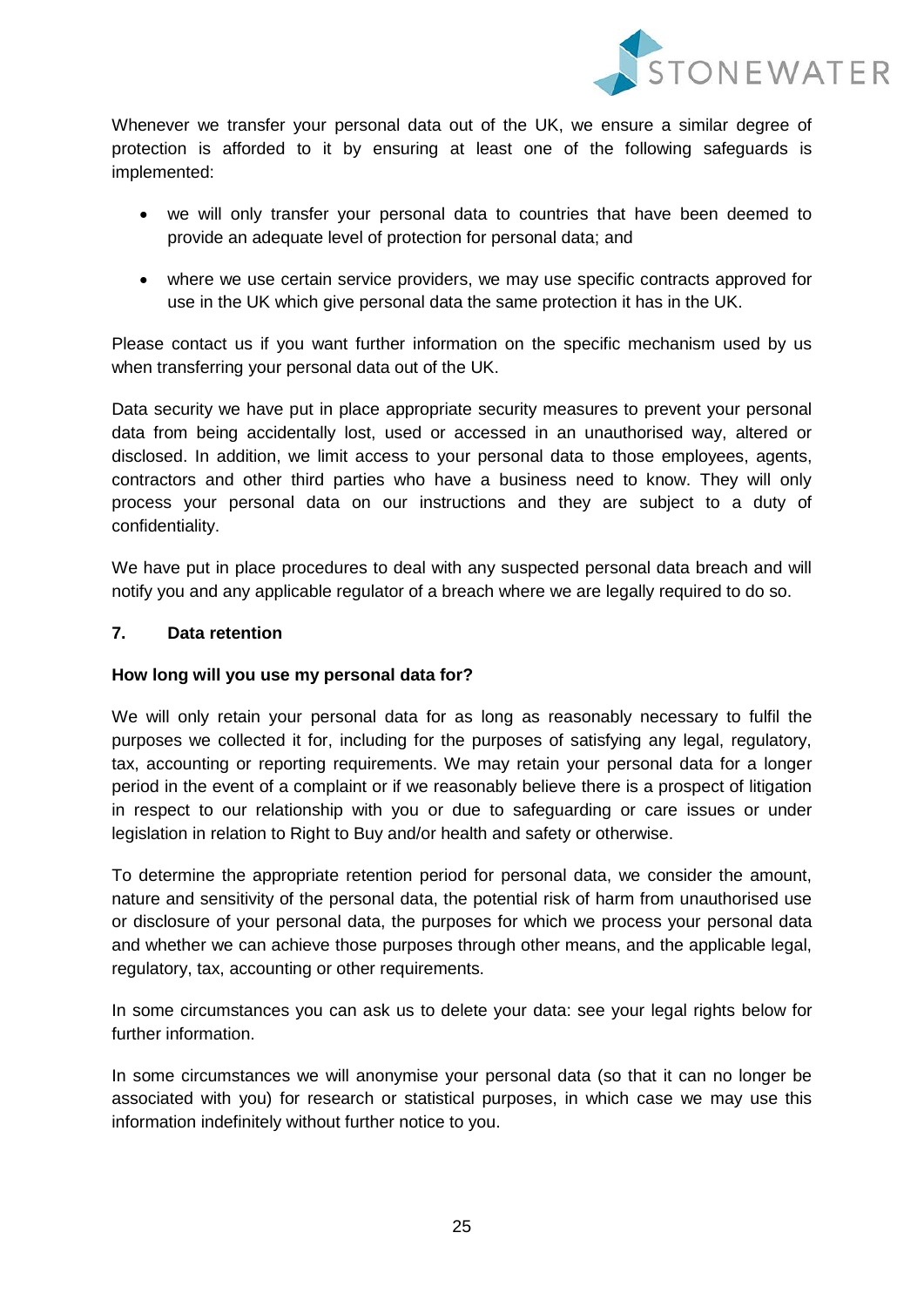Whenever we transfer your personal data out of the UK, we ensure a similar degree of protection is afforded to it by ensuring at least one of the following safeguards is implemented:

- we will only transfer your personal data to countries that have been deemed to provide an adequate level of protection for personal data; and
- where we use certain service providers, we may use specific contracts approved for use in the UK which give personal data the same protection it has in the UK.

Please contact us if you want further information on the specific mechanism used by us when transferring your personal data out of the UK.

Data security we have put in place appropriate security measures to prevent your personal data from being accidentally lost, used or accessed in an unauthorised way, altered or disclosed. In addition, we limit access to your personal data to those employees, agents, contractors and other third parties who have a business need to know. They will only process your personal data on our instructions and they are subject to a duty of confidentiality.

We have put in place procedures to deal with any suspected personal data breach and will notify you and any applicable regulator of a breach where we are legally required to do so.

## 7. Data retention

**How long will you use my personal data for?**

We will only retain your personal data for as long as reasonably necessary to fulfil the purposes we collected it for, including for the purposes of satisfying any legal, regulatory, tax, accounting or reporting requirements. We may retain your personal data for a longer period in the event of a complaint or if we reasonably believe there is a prospect of litigation in respect to our relationship with you or due to safeguarding or care issues or under legislation in relation to Right to Buy and/or health and safety or otherwise.

To determine the appropriate retention period for personal data, we consider the amount, nature and sensitivity of the personal data, the potential risk of harm from unauthorised use or disclosure of your personal data, the purposes for which we process your personal data and whether we can achieve those purposes through other means, and the applicable legal, regulatory, tax, accounting or other requirements.

In some circumstances you can ask us to delete your data: see your legal rights below for further information.

In some circumstances we will anonymise your personal data (so that it can no longer be associated with you) for research or statistical purposes, in which case we may use this information indefinitely without further notice to you.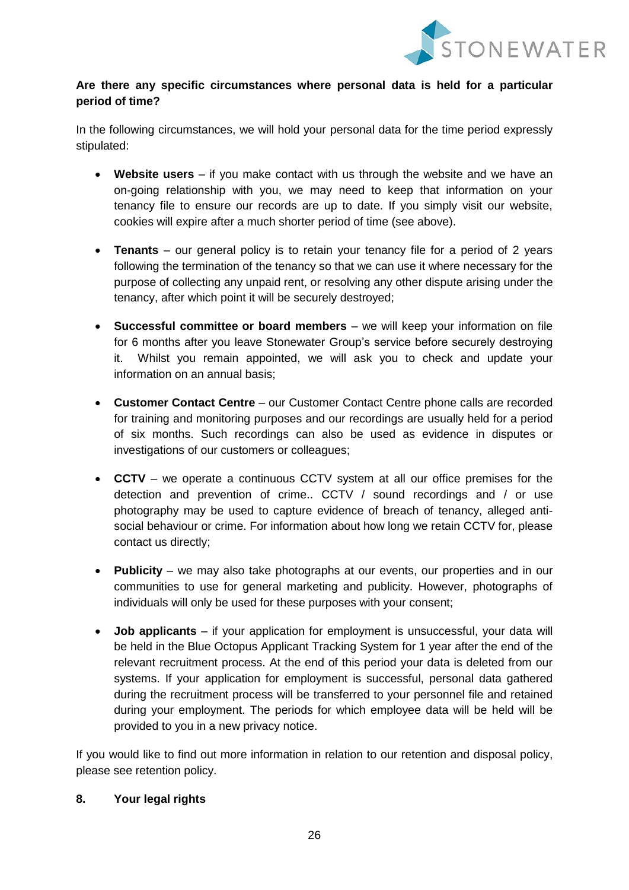**Are there any specific circumstances where personal data is held for a particular period of time?**

In the following circumstances, we will hold your personal data for the time period expressly stipulated:

- **Website users** – if you make contact with us through the website and we have an on-going relationship with you, we may need to keep that information on your tenancy file to ensure our records are up to date. If you simply visit our website, cookies will expire after a much shorter period of time (see above).

- **Tenants** – our general policy is to retain your tenancy file for a period of 2 years following the termination of the tenancy so that we can use it where necessary for the purpose of collecting any unpaid rent, or resolving any other dispute arising under the tenancy, after which point it will be securely destroyed;

- **Successful committee or board members** – we will keep your information on file for 6 months after you leave Stonewater Group's service before securely destroying it. Whilst you remain appointed, we will ask you to check and update your information on an annual basis;

- **Customer Contact Centre** – our Customer Contact Centre phone calls are recorded for training and monitoring purposes and our recordings are usually held for a period of six months. Such recordings can also be used as evidence in disputes or investigations of our customers or colleagues;

- **CCTV** – we operate a continuous CCTV system at all our office premises for the detection and prevention of crime.. CCTV / sound recordings and / or use photography may be used to capture evidence of breach of tenancy, alleged anti-social behaviour or crime. For information about how long we retain CCTV for, please contact us directly;

- **Publicity** – we may also take photographs at our events, our properties and in our communities to use for general marketing and publicity. However, photographs of individuals will only be used for these purposes with your consent;

- **Job applicants** – if your application for employment is unsuccessful, your data will be held in the Blue Octopus Applicant Tracking System for 1 year after the end of the relevant recruitment process. At the end of this period your data is deleted from our systems. If your application for employment is successful, personal data gathered during the recruitment process will be transferred to your personnel file and retained during your employment. The periods for which employee data will be held will be provided to you in a new privacy notice.

If you would like to find out more information in relation to our retention and disposal policy, please see retention policy.

## 8. Your legal rights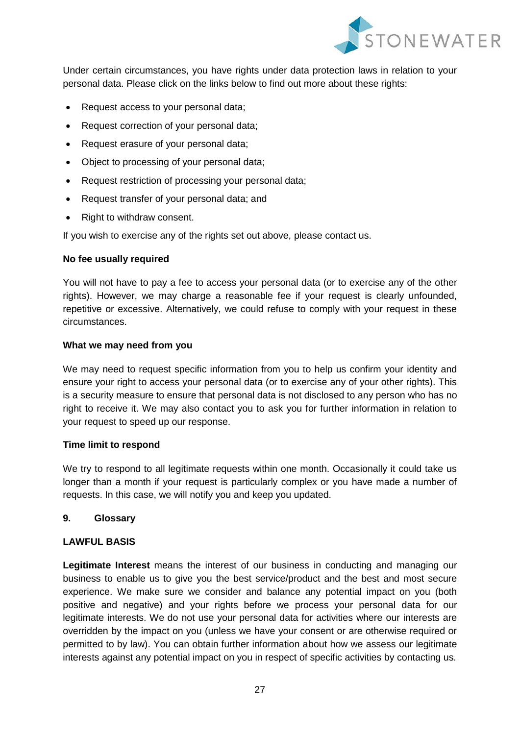Under certain circumstances, you have rights under data protection laws in relation to your personal data. Please click on the links below to find out more about these rights:

- Request access to your personal data;
- Request correction of your personal data;
- Request erasure of your personal data;
- Object to processing of your personal data;
- Request restriction of processing your personal data;
- Request transfer of your personal data; and
- Right to withdraw consent.

If you wish to exercise any of the rights set out above, please contact us.

**No fee usually required**

You will not have to pay a fee to access your personal data (or to exercise any of the other rights). However, we may charge a reasonable fee if your request is clearly unfounded, repetitive or excessive. Alternatively, we could refuse to comply with your request in these circumstances.

**What we may need from you**

We may need to request specific information from you to help us confirm your identity and ensure your right to access your personal data (or to exercise any of your other rights). This is a security measure to ensure that personal data is not disclosed to any person who has no right to receive it. We may also contact you to ask you for further information in relation to your request to speed up our response.

**Time limit to respond**

We try to respond to all legitimate requests within one month. Occasionally it could take us longer than a month if your request is particularly complex or you have made a number of requests. In this case, we will notify you and keep you updated.

## 9. Glossary

**LAWFUL BASIS**

**Legitimate Interest** means the interest of our business in conducting and managing our business to enable us to give you the best service/product and the best and most secure experience. We make sure we consider and balance any potential impact on you (both positive and negative) and your rights before we process your personal data for our legitimate interests. We do not use your personal data for activities where our interests are overridden by the impact on you (unless we have your consent or are otherwise required or permitted to by law). You can obtain further information about how we assess our legitimate interests against any potential impact on you in respect of specific activities by contacting us.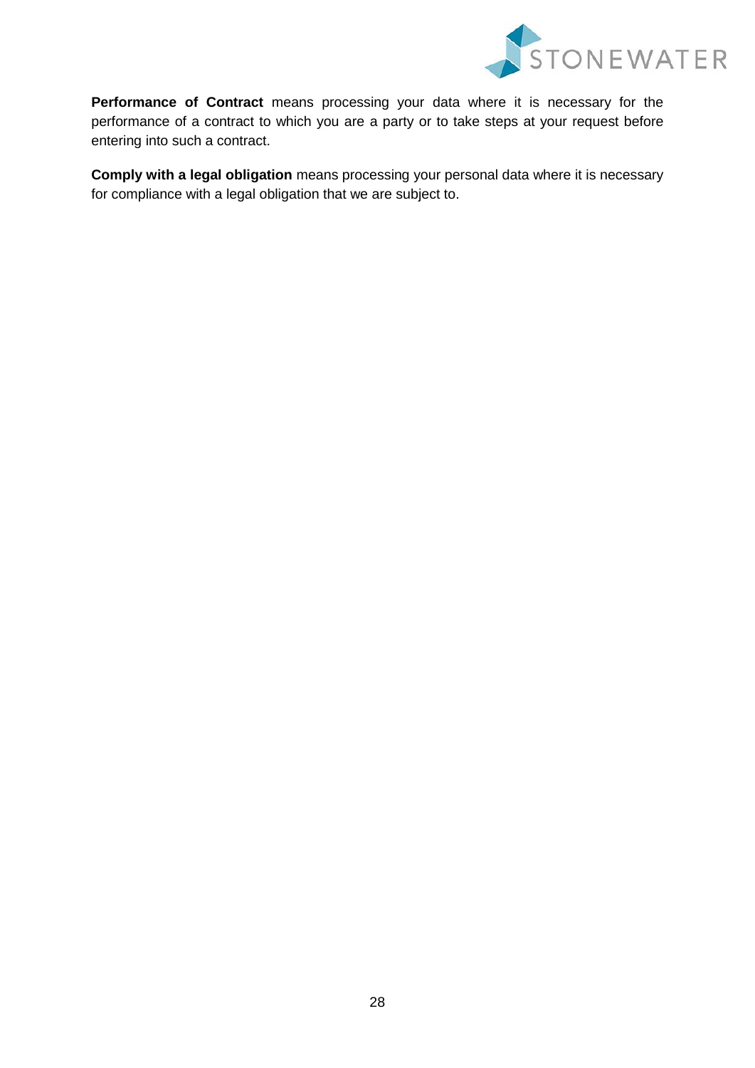**Performance of Contract** means processing your data where it is necessary for the performance of a contract to which you are a party or to take steps at your request before entering into such a contract.

**Comply with a legal obligation** means processing your personal data where it is necessary for compliance with a legal obligation that we are subject to.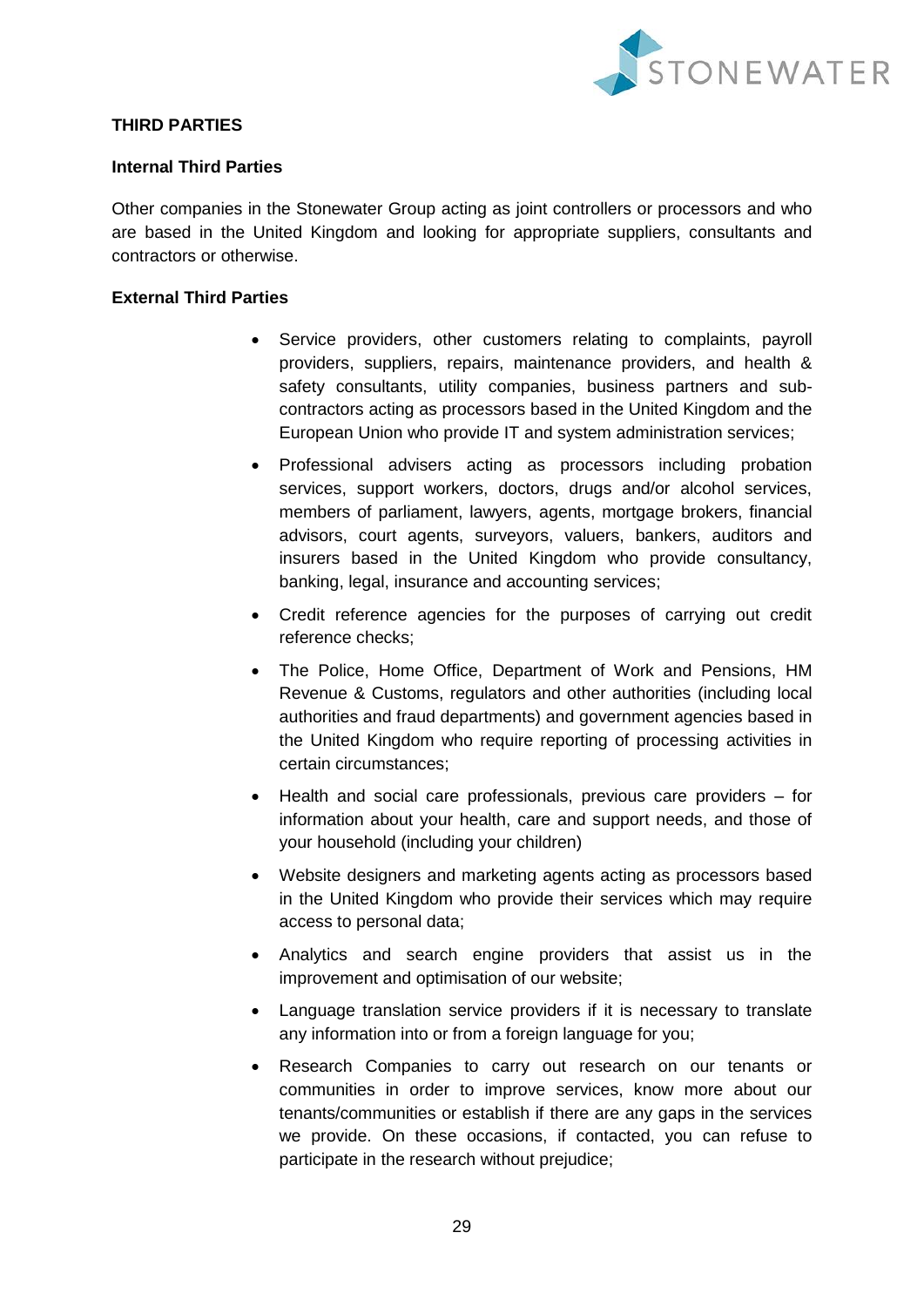## THIRD PARTIES

### Internal Third Parties

Other companies in the Stonewater Group acting as joint controllers or processors and who are based in the United Kingdom and looking for appropriate suppliers, consultants and contractors or otherwise.

### External Third Parties

- Service providers, other customers relating to complaints, payroll providers, suppliers, repairs, maintenance providers, and health & safety consultants, utility companies, business partners and sub-contractors acting as processors based in the United Kingdom and the European Union who provide IT and system administration services;
- Professional advisers acting as processors including probation services, support workers, doctors, drugs and/or alcohol services, members of parliament, lawyers, agents, mortgage brokers, financial advisors, court agents, surveyors, valuers, bankers, auditors and insurers based in the United Kingdom who provide consultancy, banking, legal, insurance and accounting services;
- Credit reference agencies for the purposes of carrying out credit reference checks;
- The Police, Home Office, Department of Work and Pensions, HM Revenue & Customs, regulators and other authorities (including local authorities and fraud departments) and government agencies based in the United Kingdom who require reporting of processing activities in certain circumstances;
- Health and social care professionals, previous care providers – for information about your health, care and support needs, and those of your household (including your children)
- Website designers and marketing agents acting as processors based in the United Kingdom who provide their services which may require access to personal data;
- Analytics and search engine providers that assist us in the improvement and optimisation of our website;
- Language translation service providers if it is necessary to translate any information into or from a foreign language for you;
- Research Companies to carry out research on our tenants or communities in order to improve services, know more about our tenants/communities or establish if there are any gaps in the services we provide. On these occasions, if contacted, you can refuse to participate in the research without prejudice;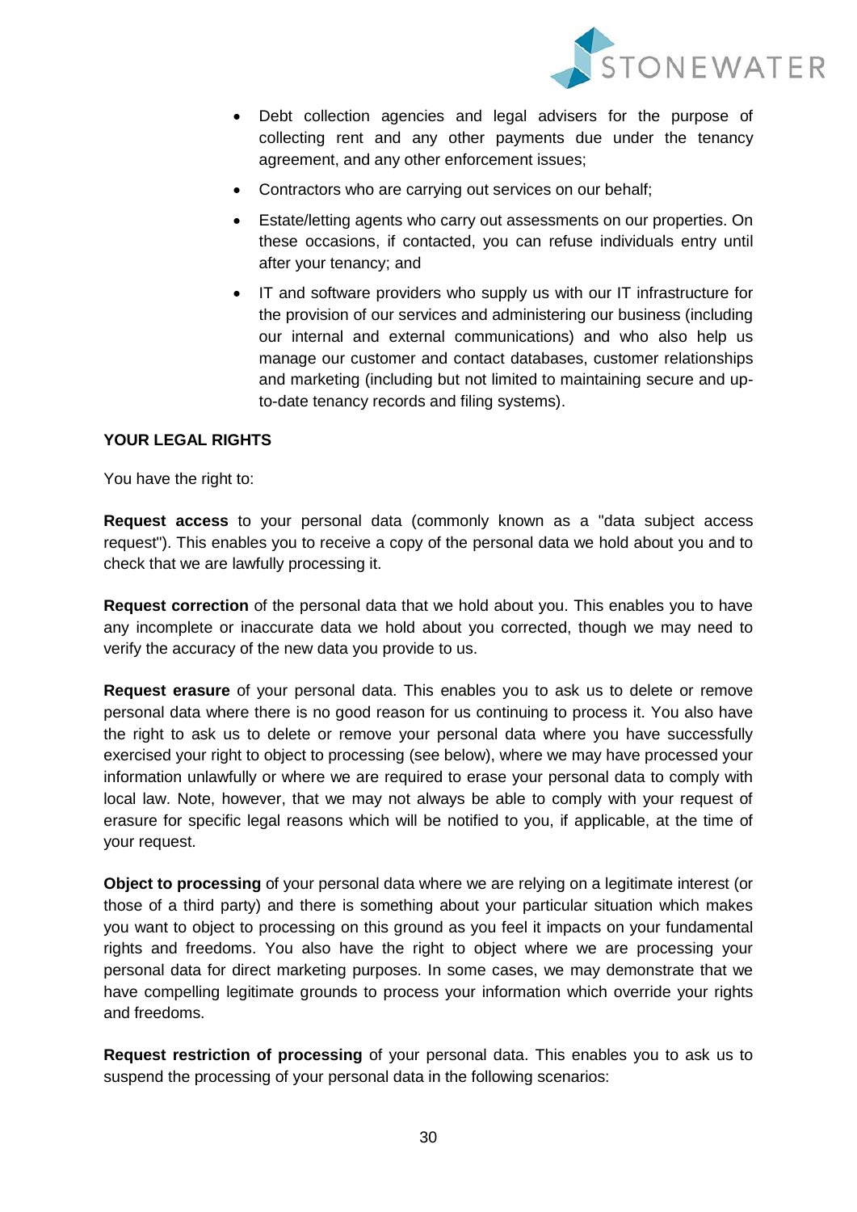- Debt collection agencies and legal advisers for the purpose of collecting rent and any other payments due under the tenancy agreement, and any other enforcement issues;
- Contractors who are carrying out services on our behalf;
- Estate/letting agents who carry out assessments on our properties. On these occasions, if contacted, you can refuse individuals entry until after your tenancy; and
- IT and software providers who supply us with our IT infrastructure for the provision of our services and administering our business (including our internal and external communications) and who also help us manage our customer and contact databases, customer relationships and marketing (including but not limited to maintaining secure and up-to-date tenancy records and filing systems).

**YOUR LEGAL RIGHTS**

You have the right to:

**Request access** to your personal data (commonly known as a "data subject access request"). This enables you to receive a copy of the personal data we hold about you and to check that we are lawfully processing it.

**Request correction** of the personal data that we hold about you. This enables you to have any incomplete or inaccurate data we hold about you corrected, though we may need to verify the accuracy of the new data you provide to us.

**Request erasure** of your personal data. This enables you to ask us to delete or remove personal data where there is no good reason for us continuing to process it. You also have the right to ask us to delete or remove your personal data where you have successfully exercised your right to object to processing (see below), where we may have processed your information unlawfully or where we are required to erase your personal data to comply with local law. Note, however, that we may not always be able to comply with your request of erasure for specific legal reasons which will be notified to you, if applicable, at the time of your request.

**Object to processing** of your personal data where we are relying on a legitimate interest (or those of a third party) and there is something about your particular situation which makes you want to object to processing on this ground as you feel it impacts on your fundamental rights and freedoms. You also have the right to object where we are processing your personal data for direct marketing purposes. In some cases, we may demonstrate that we have compelling legitimate grounds to process your information which override your rights and freedoms.

**Request restriction of processing** of your personal data. This enables you to ask us to suspend the processing of your personal data in the following scenarios: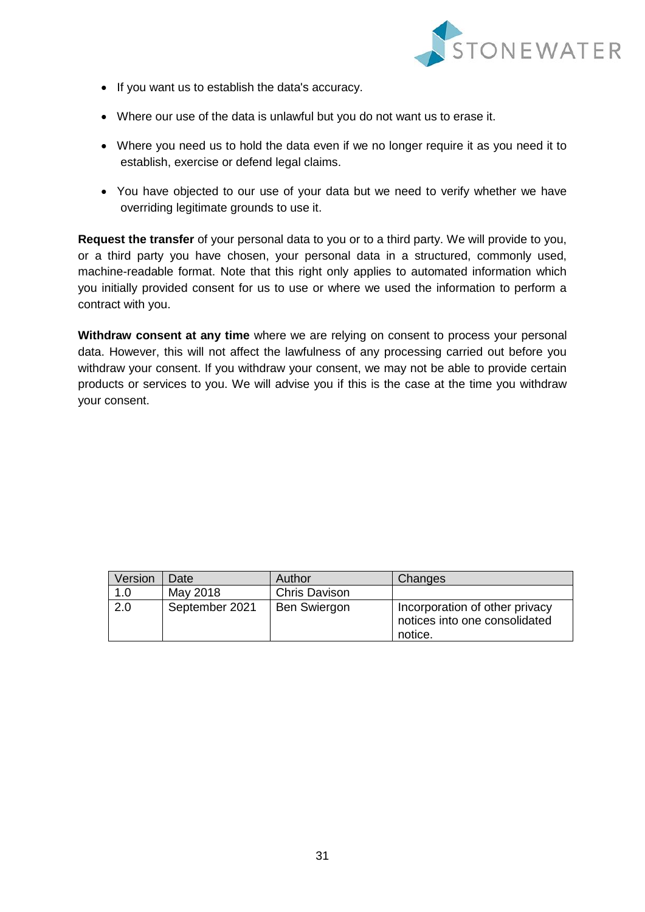- If you want us to establish the data's accuracy.
- Where our use of the data is unlawful but you do not want us to erase it.
- Where you need us to hold the data even if we no longer require it as you need it to establish, exercise or defend legal claims.
- You have objected to our use of your data but we need to verify whether we have overriding legitimate grounds to use it.

**Request the transfer** of your personal data to you or to a third party. We will provide to you, or a third party you have chosen, your personal data in a structured, commonly used, machine-readable format. Note that this right only applies to automated information which you initially provided consent for us to use or where we used the information to perform a contract with you.

**Withdraw consent at any time** where we are relying on consent to process your personal data. However, this will not affect the lawfulness of any processing carried out before you withdraw your consent. If you withdraw your consent, we may not be able to provide certain products or services to you. We will advise you if this is the case at the time you withdraw your consent.

| Version | Date | Author | Changes |
|---|---|---|---|
| 1.0 | May 2018 | Chris Davison | |
| 2.0 | September 2021 | Ben Swiergon | Incorporation of other privacy notices into one consolidated notice. |